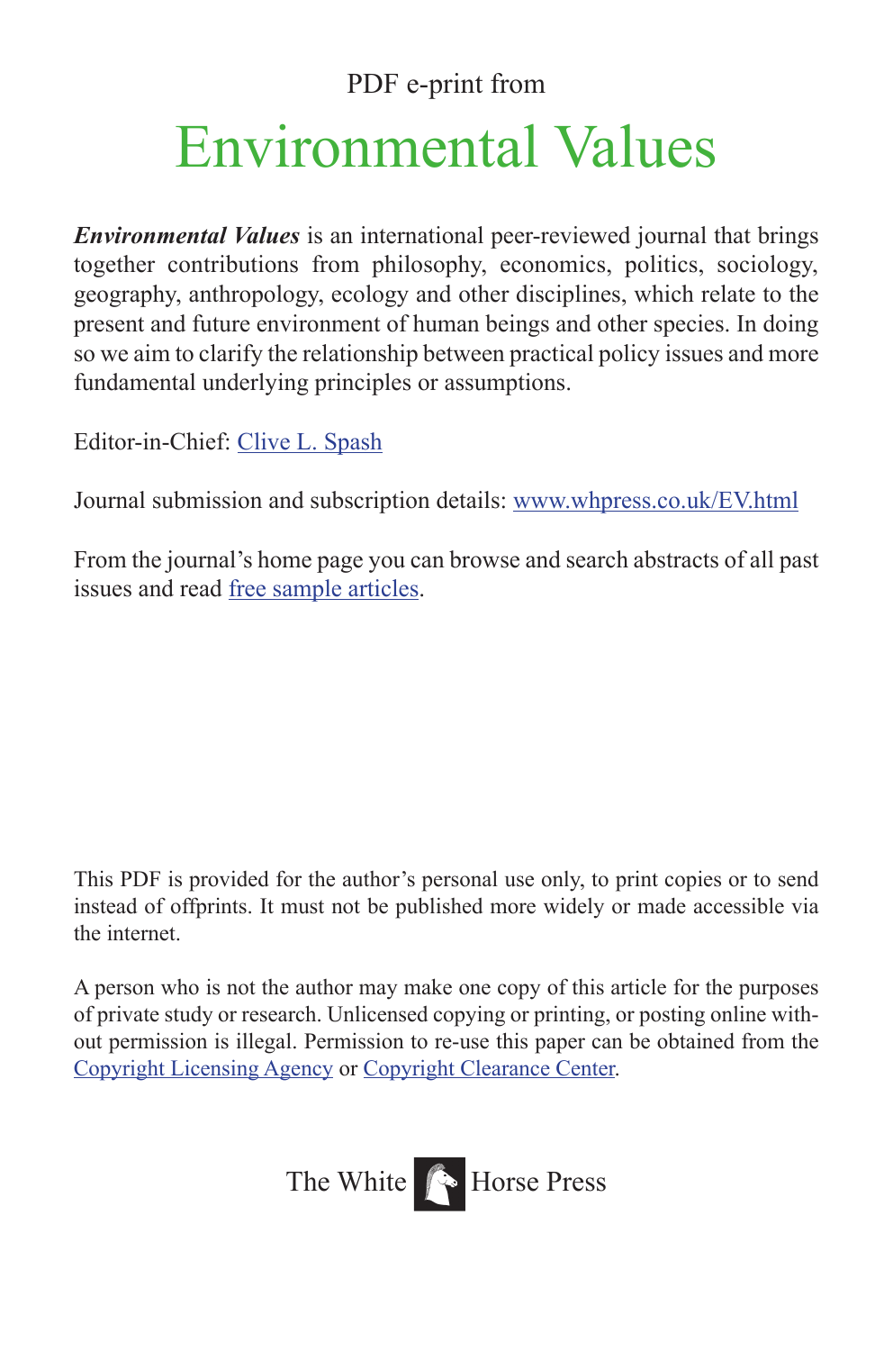PDF e-print from

# Environmental Values

***Environmental Values*** is an international peer-reviewed journal that brings together contributions from philosophy, economics, politics, sociology, geography, anthropology, ecology and other disciplines, which relate to the present and future environment of human beings and other species. In doing so we aim to clarify the relationship between practical policy issues and more fundamental underlying principles or assumptions.

Editor-in-Chief: Clive L. Spash

Journal submission and subscription details: www.whpress.co.uk/EV.html

From the journal's home page you can browse and search abstracts of all past issues and read free sample articles.

This PDF is provided for the author's personal use only, to print copies or to send instead of offprints. It must not be published more widely or made accessible via the internet.

A person who is not the author may make one copy of this article for the purposes of private study or research. Unlicensed copying or printing, or posting online without permission is illegal. Permission to re-use this paper can be obtained from the Copyright Licensing Agency or Copyright Clearance Center.

The White Horse Press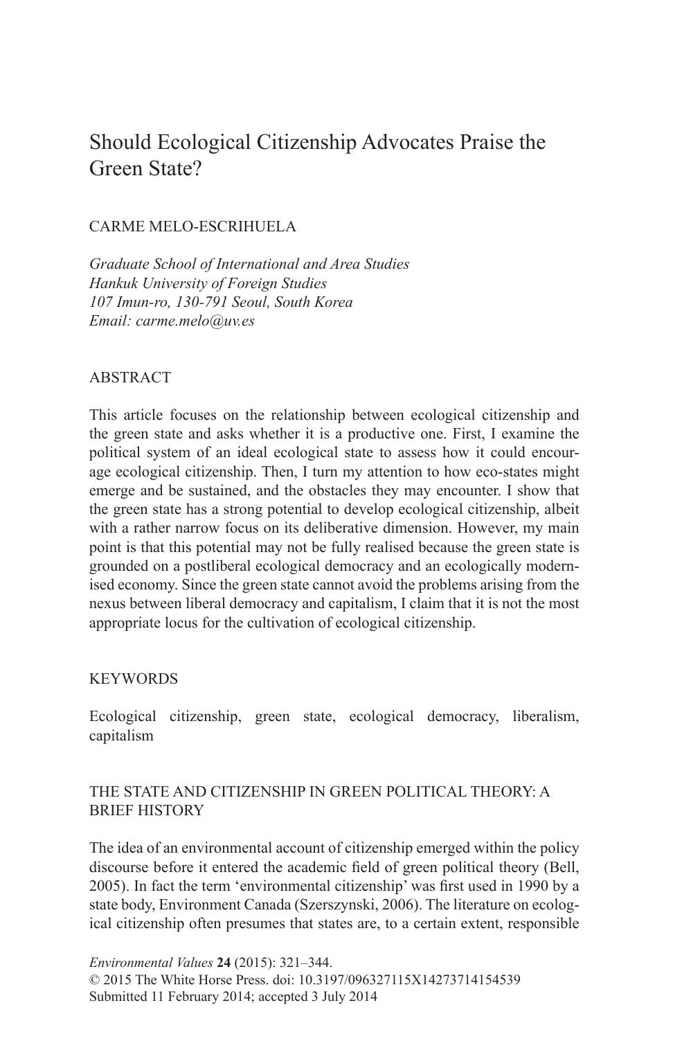# Should Ecological Citizenship Advocates Praise the Green State?

CARME MELO-ESCRIHUELA

*Graduate School of International and Area Studies*
*Hankuk University of Foreign Studies*
*107 Imun-ro, 130-791 Seoul, South Korea*
*Email: carme.melo@uv.es*

## ABSTRACT

This article focuses on the relationship between ecological citizenship and the green state and asks whether it is a productive one. First, I examine the political system of an ideal ecological state to assess how it could encourage ecological citizenship. Then, I turn my attention to how eco-states might emerge and be sustained, and the obstacles they may encounter. I show that the green state has a strong potential to develop ecological citizenship, albeit with a rather narrow focus on its deliberative dimension. However, my main point is that this potential may not be fully realised because the green state is grounded on a postliberal ecological democracy and an ecologically modernised economy. Since the green state cannot avoid the problems arising from the nexus between liberal democracy and capitalism, I claim that it is not the most appropriate locus for the cultivation of ecological citizenship.

## KEYWORDS

Ecological citizenship, green state, ecological democracy, liberalism, capitalism

## THE STATE AND CITIZENSHIP IN GREEN POLITICAL THEORY: A BRIEF HISTORY

The idea of an environmental account of citizenship emerged within the policy discourse before it entered the academic field of green political theory (Bell, 2005). In fact the term 'environmental citizenship' was first used in 1990 by a state body, Environment Canada (Szerszynski, 2006). The literature on ecological citizenship often presumes that states are, to a certain extent, responsible

*Environmental Values* **24** (2015): 321–344.
© 2015 The White Horse Press. doi: 10.3197/096327115X14273714154539
Submitted 11 February 2014; accepted 3 July 2014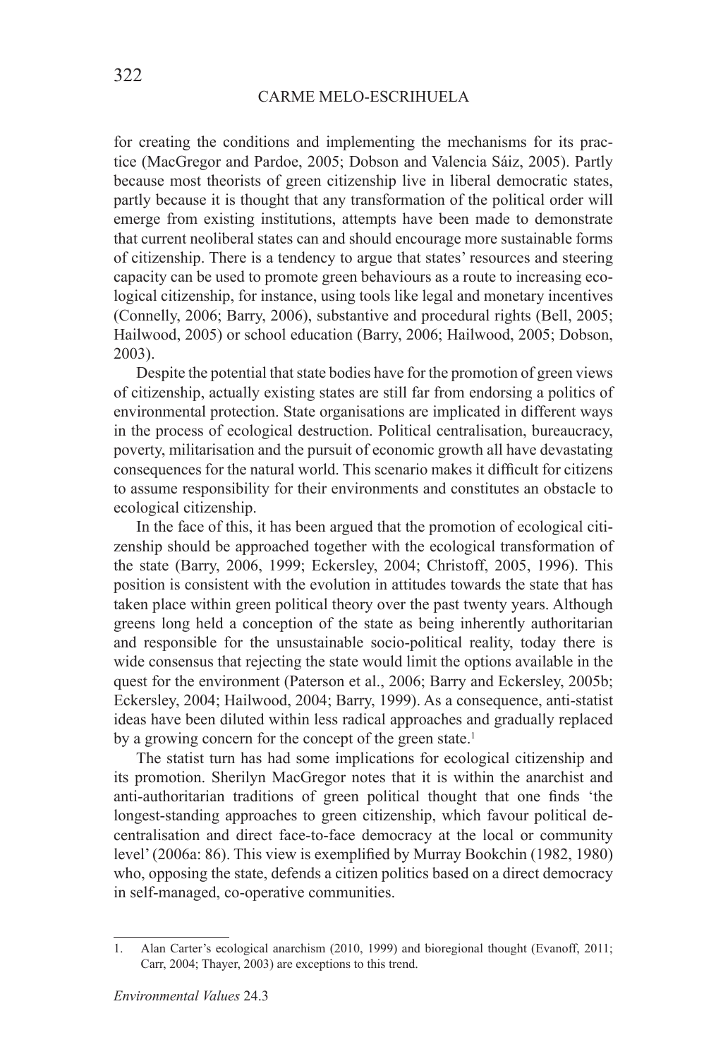for creating the conditions and implementing the mechanisms for its practice (MacGregor and Pardoe, 2005; Dobson and Valencia Sáiz, 2005). Partly because most theorists of green citizenship live in liberal democratic states, partly because it is thought that any transformation of the political order will emerge from existing institutions, attempts have been made to demonstrate that current neoliberal states can and should encourage more sustainable forms of citizenship. There is a tendency to argue that states' resources and steering capacity can be used to promote green behaviours as a route to increasing ecological citizenship, for instance, using tools like legal and monetary incentives (Connelly, 2006; Barry, 2006), substantive and procedural rights (Bell, 2005; Hailwood, 2005) or school education (Barry, 2006; Hailwood, 2005; Dobson, 2003).

Despite the potential that state bodies have for the promotion of green views of citizenship, actually existing states are still far from endorsing a politics of environmental protection. State organisations are implicated in different ways in the process of ecological destruction. Political centralisation, bureaucracy, poverty, militarisation and the pursuit of economic growth all have devastating consequences for the natural world. This scenario makes it difficult for citizens to assume responsibility for their environments and constitutes an obstacle to ecological citizenship.

In the face of this, it has been argued that the promotion of ecological citizenship should be approached together with the ecological transformation of the state (Barry, 2006, 1999; Eckersley, 2004; Christoff, 2005, 1996). This position is consistent with the evolution in attitudes towards the state that has taken place within green political theory over the past twenty years. Although greens long held a conception of the state as being inherently authoritarian and responsible for the unsustainable socio-political reality, today there is wide consensus that rejecting the state would limit the options available in the quest for the environment (Paterson et al., 2006; Barry and Eckersley, 2005b; Eckersley, 2004; Hailwood, 2004; Barry, 1999). As a consequence, anti-statist ideas have been diluted within less radical approaches and gradually replaced by a growing concern for the concept of the green state.[1]

The statist turn has had some implications for ecological citizenship and its promotion. Sherilyn MacGregor notes that it is within the anarchist and anti-authoritarian traditions of green political thought that one finds 'the longest-standing approaches to green citizenship, which favour political decentralisation and direct face-to-face democracy at the local or community level' (2006a: 86). This view is exemplified by Murray Bookchin (1982, 1980) who, opposing the state, defends a citizen politics based on a direct democracy in self-managed, co-operative communities.

1. Alan Carter's ecological anarchism (2010, 1999) and bioregional thought (Evanoff, 2011; Carr, 2004; Thayer, 2003) are exceptions to this trend.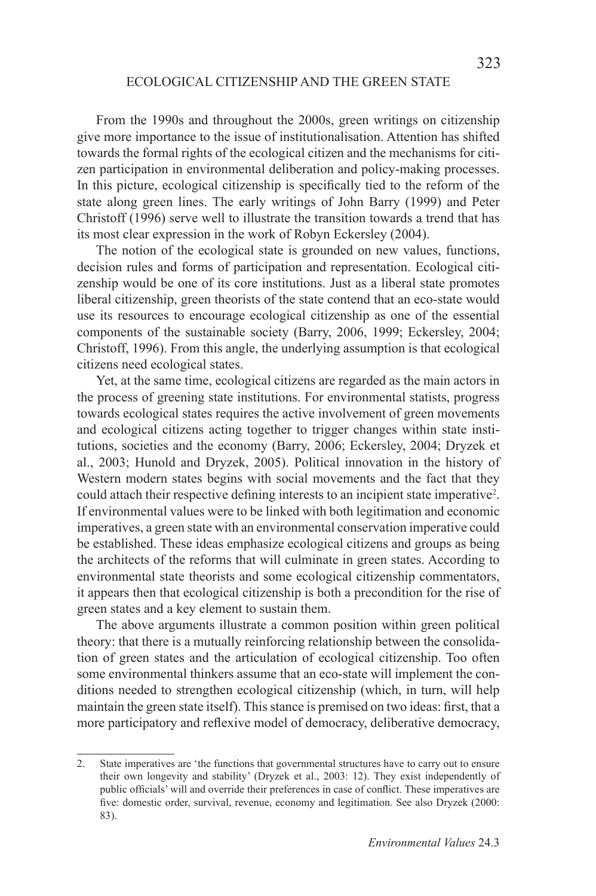From the 1990s and throughout the 2000s, green writings on citizenship give more importance to the issue of institutionalisation. Attention has shifted towards the formal rights of the ecological citizen and the mechanisms for citizen participation in environmental deliberation and policy-making processes. In this picture, ecological citizenship is specifically tied to the reform of the state along green lines. The early writings of John Barry (1999) and Peter Christoff (1996) serve well to illustrate the transition towards a trend that has its most clear expression in the work of Robyn Eckersley (2004).

The notion of the ecological state is grounded on new values, functions, decision rules and forms of participation and representation. Ecological citizenship would be one of its core institutions. Just as a liberal state promotes liberal citizenship, green theorists of the state contend that an eco-state would use its resources to encourage ecological citizenship as one of the essential components of the sustainable society (Barry, 2006, 1999; Eckersley, 2004; Christoff, 1996). From this angle, the underlying assumption is that ecological citizens need ecological states.

Yet, at the same time, ecological citizens are regarded as the main actors in the process of greening state institutions. For environmental statists, progress towards ecological states requires the active involvement of green movements and ecological citizens acting together to trigger changes within state institutions, societies and the economy (Barry, 2006; Eckersley, 2004; Dryzek et al., 2003; Hunold and Dryzek, 2005). Political innovation in the history of Western modern states begins with social movements and the fact that they could attach their respective defining interests to an incipient state imperative[2]. If environmental values were to be linked with both legitimation and economic imperatives, a green state with an environmental conservation imperative could be established. These ideas emphasize ecological citizens and groups as being the architects of the reforms that will culminate in green states. According to environmental state theorists and some ecological citizenship commentators, it appears then that ecological citizenship is both a precondition for the rise of green states and a key element to sustain them.

The above arguments illustrate a common position within green political theory: that there is a mutually reinforcing relationship between the consolidation of green states and the articulation of ecological citizenship. Too often some environmental thinkers assume that an eco-state will implement the conditions needed to strengthen ecological citizenship (which, in turn, will help maintain the green state itself). This stance is premised on two ideas: first, that a more participatory and reflexive model of democracy, deliberative democracy,

---

2. State imperatives are 'the functions that governmental structures have to carry out to ensure their own longevity and stability' (Dryzek et al., 2003: 12). They exist independently of public officials' will and override their preferences in case of conflict. These imperatives are five: domestic order, survival, revenue, economy and legitimation. See also Dryzek (2000: 83).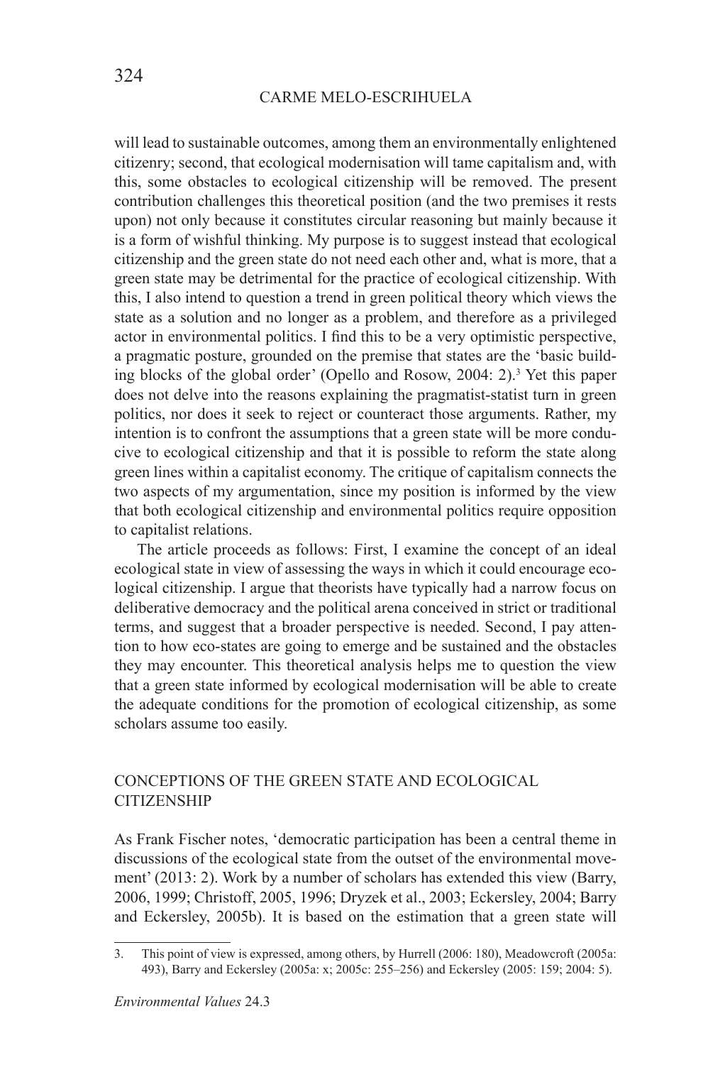will lead to sustainable outcomes, among them an environmentally enlightened citizenry; second, that ecological modernisation will tame capitalism and, with this, some obstacles to ecological citizenship will be removed. The present contribution challenges this theoretical position (and the two premises it rests upon) not only because it constitutes circular reasoning but mainly because it is a form of wishful thinking. My purpose is to suggest instead that ecological citizenship and the green state do not need each other and, what is more, that a green state may be detrimental for the practice of ecological citizenship. With this, I also intend to question a trend in green political theory which views the state as a solution and no longer as a problem, and therefore as a privileged actor in environmental politics. I find this to be a very optimistic perspective, a pragmatic posture, grounded on the premise that states are the 'basic building blocks of the global order' (Opello and Rosow, 2004: 2).[3] Yet this paper does not delve into the reasons explaining the pragmatist-statist turn in green politics, nor does it seek to reject or counteract those arguments. Rather, my intention is to confront the assumptions that a green state will be more conducive to ecological citizenship and that it is possible to reform the state along green lines within a capitalist economy. The critique of capitalism connects the two aspects of my argumentation, since my position is informed by the view that both ecological citizenship and environmental politics require opposition to capitalist relations.

The article proceeds as follows: First, I examine the concept of an ideal ecological state in view of assessing the ways in which it could encourage ecological citizenship. I argue that theorists have typically had a narrow focus on deliberative democracy and the political arena conceived in strict or traditional terms, and suggest that a broader perspective is needed. Second, I pay attention to how eco-states are going to emerge and be sustained and the obstacles they may encounter. This theoretical analysis helps me to question the view that a green state informed by ecological modernisation will be able to create the adequate conditions for the promotion of ecological citizenship, as some scholars assume too easily.

## CONCEPTIONS OF THE GREEN STATE AND ECOLOGICAL CITIZENSHIP

As Frank Fischer notes, 'democratic participation has been a central theme in discussions of the ecological state from the outset of the environmental movement' (2013: 2). Work by a number of scholars has extended this view (Barry, 2006, 1999; Christoff, 2005, 1996; Dryzek et al., 2003; Eckersley, 2004; Barry and Eckersley, 2005b). It is based on the estimation that a green state will

3. This point of view is expressed, among others, by Hurrell (2006: 180), Meadowcroft (2005a: 493), Barry and Eckersley (2005a: x; 2005c: 255–256) and Eckersley (2005: 159; 2004: 5).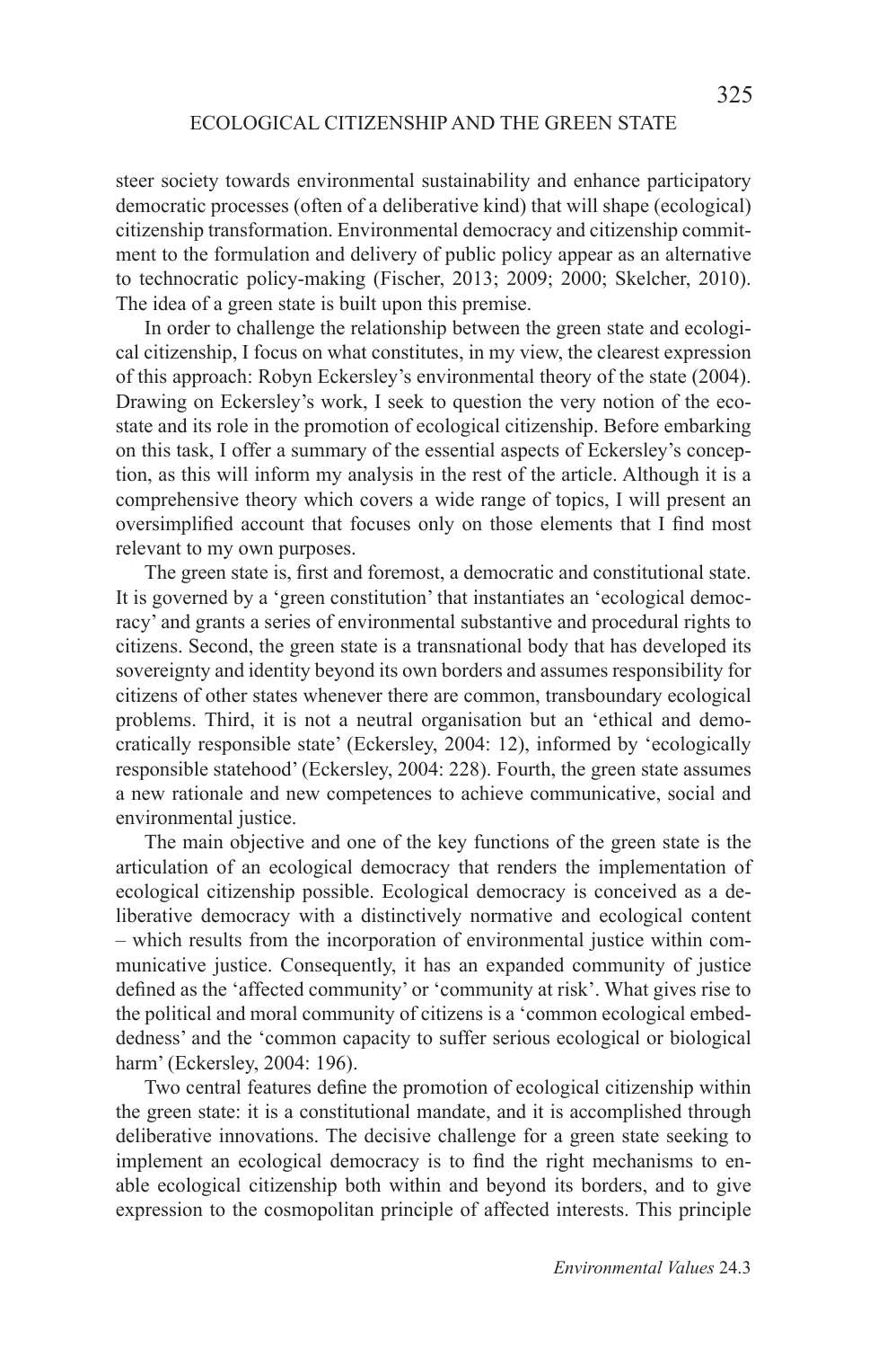steer society towards environmental sustainability and enhance participatory democratic processes (often of a deliberative kind) that will shape (ecological) citizenship transformation. Environmental democracy and citizenship commitment to the formulation and delivery of public policy appear as an alternative to technocratic policy-making (Fischer, 2013; 2009; 2000; Skelcher, 2010). The idea of a green state is built upon this premise.

In order to challenge the relationship between the green state and ecological citizenship, I focus on what constitutes, in my view, the clearest expression of this approach: Robyn Eckersley's environmental theory of the state (2004). Drawing on Eckersley's work, I seek to question the very notion of the eco-state and its role in the promotion of ecological citizenship. Before embarking on this task, I offer a summary of the essential aspects of Eckersley's conception, as this will inform my analysis in the rest of the article. Although it is a comprehensive theory which covers a wide range of topics, I will present an oversimplified account that focuses only on those elements that I find most relevant to my own purposes.

The green state is, first and foremost, a democratic and constitutional state. It is governed by a 'green constitution' that instantiates an 'ecological democracy' and grants a series of environmental substantive and procedural rights to citizens. Second, the green state is a transnational body that has developed its sovereignty and identity beyond its own borders and assumes responsibility for citizens of other states whenever there are common, transboundary ecological problems. Third, it is not a neutral organisation but an 'ethical and democratically responsible state' (Eckersley, 2004: 12), informed by 'ecologically responsible statehood' (Eckersley, 2004: 228). Fourth, the green state assumes a new rationale and new competences to achieve communicative, social and environmental justice.

The main objective and one of the key functions of the green state is the articulation of an ecological democracy that renders the implementation of ecological citizenship possible. Ecological democracy is conceived as a deliberative democracy with a distinctively normative and ecological content – which results from the incorporation of environmental justice within communicative justice. Consequently, it has an expanded community of justice defined as the 'affected community' or 'community at risk'. What gives rise to the political and moral community of citizens is a 'common ecological embeddedness' and the 'common capacity to suffer serious ecological or biological harm' (Eckersley, 2004: 196).

Two central features define the promotion of ecological citizenship within the green state: it is a constitutional mandate, and it is accomplished through deliberative innovations. The decisive challenge for a green state seeking to implement an ecological democracy is to find the right mechanisms to enable ecological citizenship both within and beyond its borders, and to give expression to the cosmopolitan principle of affected interests. This principle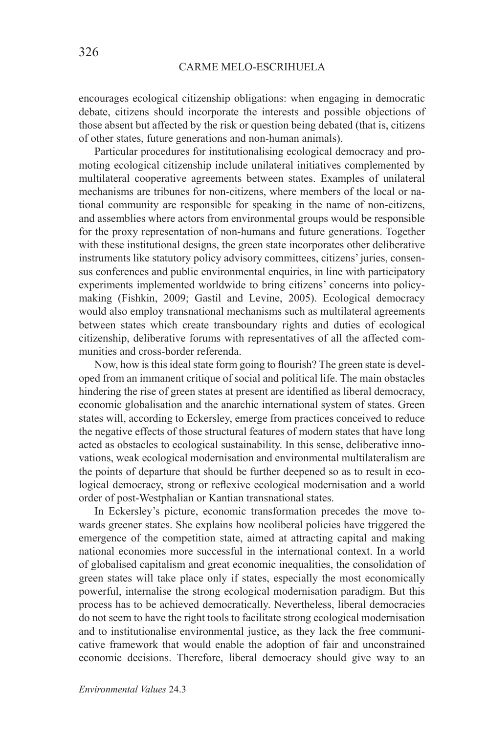encourages ecological citizenship obligations: when engaging in democratic debate, citizens should incorporate the interests and possible objections of those absent but affected by the risk or question being debated (that is, citizens of other states, future generations and non-human animals).

Particular procedures for institutionalising ecological democracy and promoting ecological citizenship include unilateral initiatives complemented by multilateral cooperative agreements between states. Examples of unilateral mechanisms are tribunes for non-citizens, where members of the local or national community are responsible for speaking in the name of non-citizens, and assemblies where actors from environmental groups would be responsible for the proxy representation of non-humans and future generations. Together with these institutional designs, the green state incorporates other deliberative instruments like statutory policy advisory committees, citizens' juries, consensus conferences and public environmental enquiries, in line with participatory experiments implemented worldwide to bring citizens' concerns into policy-making (Fishkin, 2009; Gastil and Levine, 2005). Ecological democracy would also employ transnational mechanisms such as multilateral agreements between states which create transboundary rights and duties of ecological citizenship, deliberative forums with representatives of all the affected communities and cross-border referenda.

Now, how is this ideal state form going to flourish? The green state is developed from an immanent critique of social and political life. The main obstacles hindering the rise of green states at present are identified as liberal democracy, economic globalisation and the anarchic international system of states. Green states will, according to Eckersley, emerge from practices conceived to reduce the negative effects of those structural features of modern states that have long acted as obstacles to ecological sustainability. In this sense, deliberative innovations, weak ecological modernisation and environmental multilateralism are the points of departure that should be further deepened so as to result in ecological democracy, strong or reflexive ecological modernisation and a world order of post-Westphalian or Kantian transnational states.

In Eckersley's picture, economic transformation precedes the move towards greener states. She explains how neoliberal policies have triggered the emergence of the competition state, aimed at attracting capital and making national economies more successful in the international context. In a world of globalised capitalism and great economic inequalities, the consolidation of green states will take place only if states, especially the most economically powerful, internalise the strong ecological modernisation paradigm. But this process has to be achieved democratically. Nevertheless, liberal democracies do not seem to have the right tools to facilitate strong ecological modernisation and to institutionalise environmental justice, as they lack the free communicative framework that would enable the adoption of fair and unconstrained economic decisions. Therefore, liberal democracy should give way to an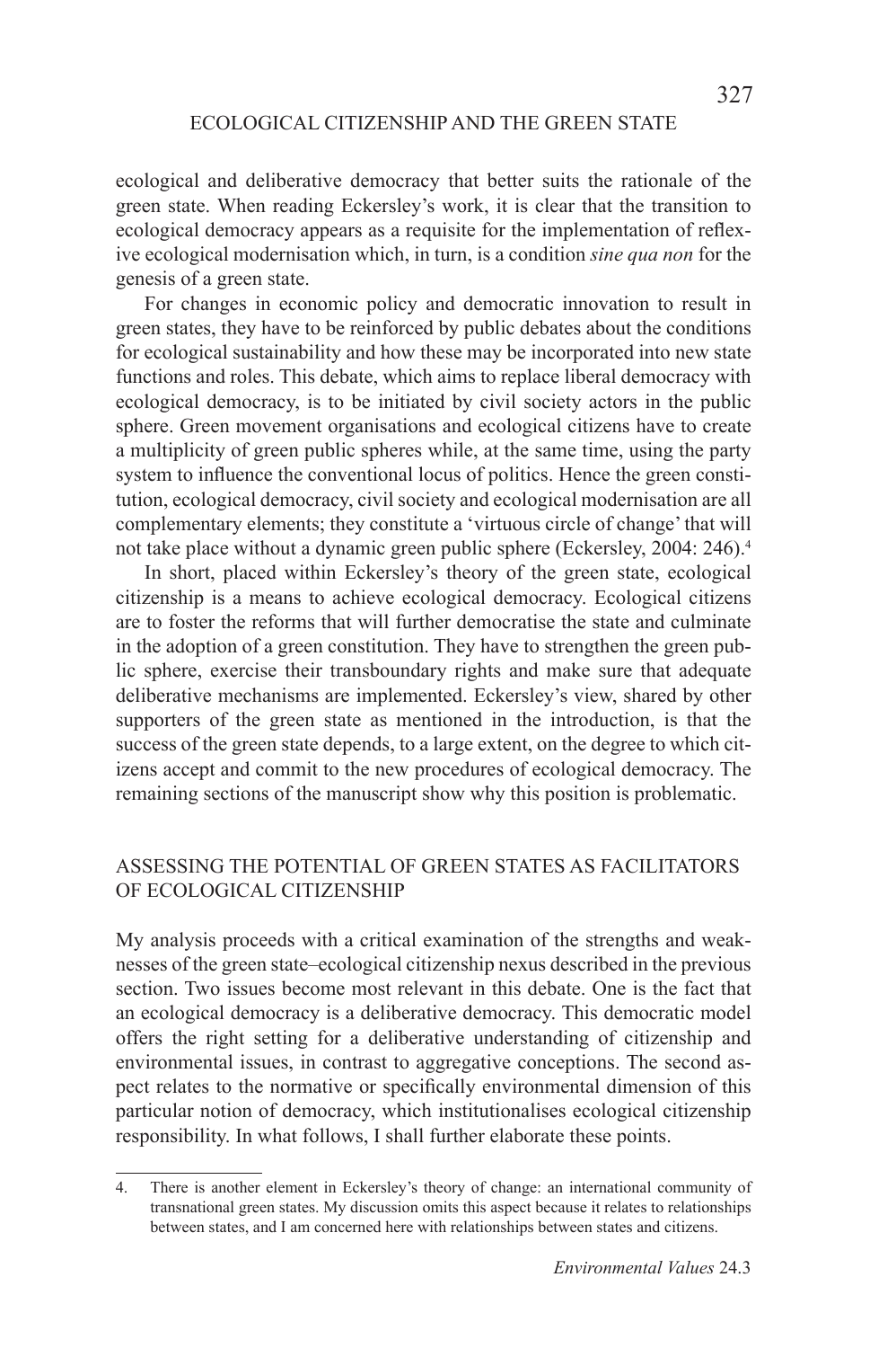ecological and deliberative democracy that better suits the rationale of the green state. When reading Eckersley's work, it is clear that the transition to ecological democracy appears as a requisite for the implementation of reflexive ecological modernisation which, in turn, is a condition *sine qua non* for the genesis of a green state.

For changes in economic policy and democratic innovation to result in green states, they have to be reinforced by public debates about the conditions for ecological sustainability and how these may be incorporated into new state functions and roles. This debate, which aims to replace liberal democracy with ecological democracy, is to be initiated by civil society actors in the public sphere. Green movement organisations and ecological citizens have to create a multiplicity of green public spheres while, at the same time, using the party system to influence the conventional locus of politics. Hence the green constitution, ecological democracy, civil society and ecological modernisation are all complementary elements; they constitute a 'virtuous circle of change' that will not take place without a dynamic green public sphere (Eckersley, 2004: 246).[4]

In short, placed within Eckersley's theory of the green state, ecological citizenship is a means to achieve ecological democracy. Ecological citizens are to foster the reforms that will further democratise the state and culminate in the adoption of a green constitution. They have to strengthen the green public sphere, exercise their transboundary rights and make sure that adequate deliberative mechanisms are implemented. Eckersley's view, shared by other supporters of the green state as mentioned in the introduction, is that the success of the green state depends, to a large extent, on the degree to which citizens accept and commit to the new procedures of ecological democracy. The remaining sections of the manuscript show why this position is problematic.

## ASSESSING THE POTENTIAL OF GREEN STATES AS FACILITATORS OF ECOLOGICAL CITIZENSHIP

My analysis proceeds with a critical examination of the strengths and weaknesses of the green state–ecological citizenship nexus described in the previous section. Two issues become most relevant in this debate. One is the fact that an ecological democracy is a deliberative democracy. This democratic model offers the right setting for a deliberative understanding of citizenship and environmental issues, in contrast to aggregative conceptions. The second aspect relates to the normative or specifically environmental dimension of this particular notion of democracy, which institutionalises ecological citizenship responsibility. In what follows, I shall further elaborate these points.

---

4. There is another element in Eckersley's theory of change: an international community of transnational green states. My discussion omits this aspect because it relates to relationships between states, and I am concerned here with relationships between states and citizens.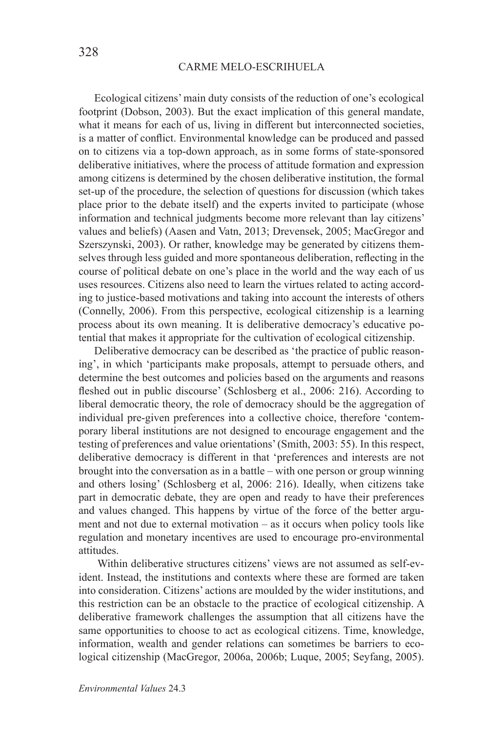Ecological citizens' main duty consists of the reduction of one's ecological footprint (Dobson, 2003). But the exact implication of this general mandate, what it means for each of us, living in different but interconnected societies, is a matter of conflict. Environmental knowledge can be produced and passed on to citizens via a top-down approach, as in some forms of state-sponsored deliberative initiatives, where the process of attitude formation and expression among citizens is determined by the chosen deliberative institution, the formal set-up of the procedure, the selection of questions for discussion (which takes place prior to the debate itself) and the experts invited to participate (whose information and technical judgments become more relevant than lay citizens' values and beliefs) (Aasen and Vatn, 2013; Drevensek, 2005; MacGregor and Szerszynski, 2003). Or rather, knowledge may be generated by citizens themselves through less guided and more spontaneous deliberation, reflecting in the course of political debate on one's place in the world and the way each of us uses resources. Citizens also need to learn the virtues related to acting according to justice-based motivations and taking into account the interests of others (Connelly, 2006). From this perspective, ecological citizenship is a learning process about its own meaning. It is deliberative democracy's educative potential that makes it appropriate for the cultivation of ecological citizenship.

Deliberative democracy can be described as 'the practice of public reasoning', in which 'participants make proposals, attempt to persuade others, and determine the best outcomes and policies based on the arguments and reasons fleshed out in public discourse' (Schlosberg et al., 2006: 216). According to liberal democratic theory, the role of democracy should be the aggregation of individual pre-given preferences into a collective choice, therefore 'contemporary liberal institutions are not designed to encourage engagement and the testing of preferences and value orientations' (Smith, 2003: 55). In this respect, deliberative democracy is different in that 'preferences and interests are not brought into the conversation as in a battle – with one person or group winning and others losing' (Schlosberg et al, 2006: 216). Ideally, when citizens take part in democratic debate, they are open and ready to have their preferences and values changed. This happens by virtue of the force of the better argument and not due to external motivation – as it occurs when policy tools like regulation and monetary incentives are used to encourage pro-environmental attitudes.

Within deliberative structures citizens' views are not assumed as self-evident. Instead, the institutions and contexts where these are formed are taken into consideration. Citizens' actions are moulded by the wider institutions, and this restriction can be an obstacle to the practice of ecological citizenship. A deliberative framework challenges the assumption that all citizens have the same opportunities to choose to act as ecological citizens. Time, knowledge, information, wealth and gender relations can sometimes be barriers to ecological citizenship (MacGregor, 2006a, 2006b; Luque, 2005; Seyfang, 2005).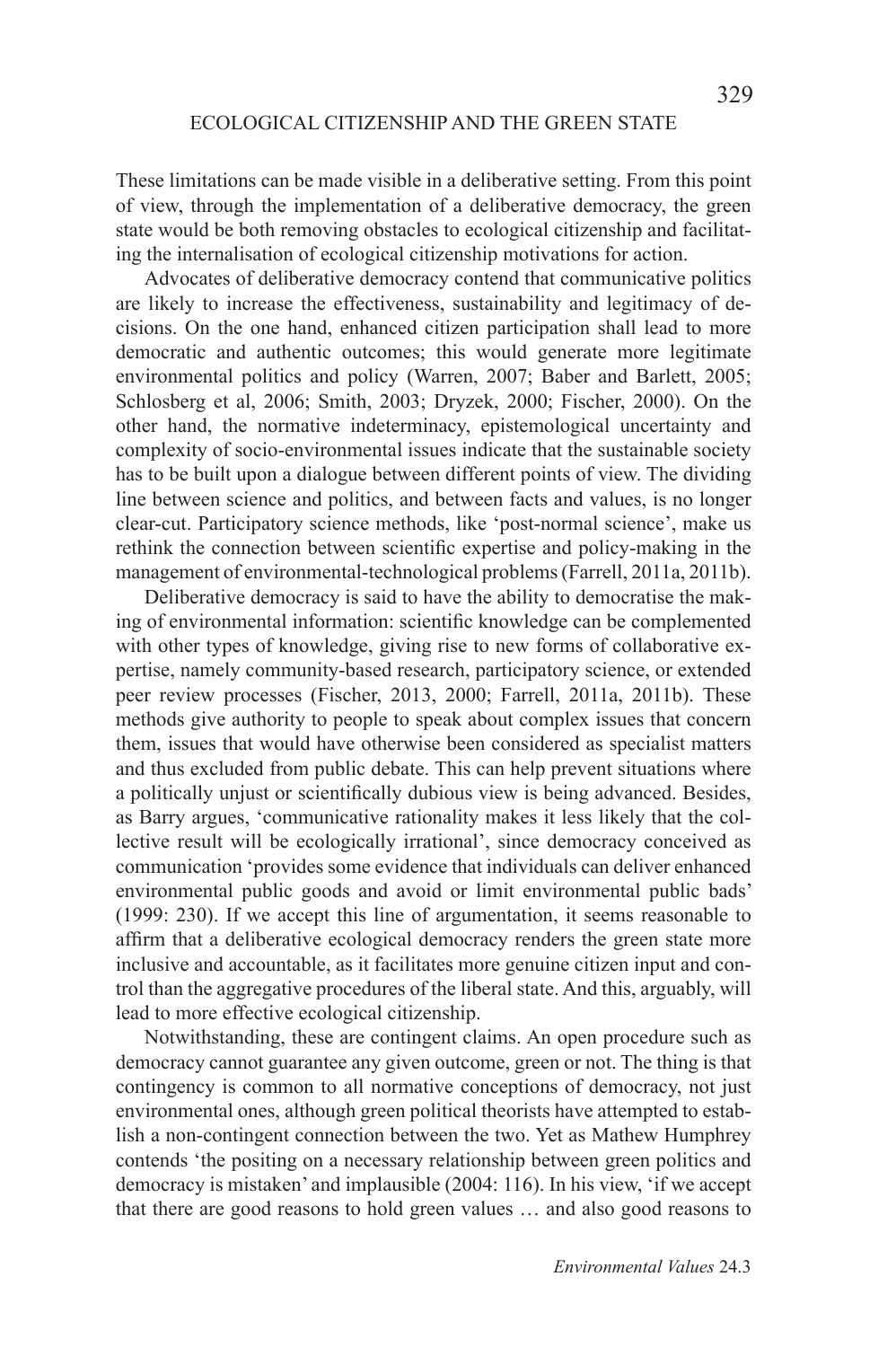These limitations can be made visible in a deliberative setting. From this point of view, through the implementation of a deliberative democracy, the green state would be both removing obstacles to ecological citizenship and facilitating the internalisation of ecological citizenship motivations for action.

Advocates of deliberative democracy contend that communicative politics are likely to increase the effectiveness, sustainability and legitimacy of decisions. On the one hand, enhanced citizen participation shall lead to more democratic and authentic outcomes; this would generate more legitimate environmental politics and policy (Warren, 2007; Baber and Barlett, 2005; Schlosberg et al, 2006; Smith, 2003; Dryzek, 2000; Fischer, 2000). On the other hand, the normative indeterminacy, epistemological uncertainty and complexity of socio-environmental issues indicate that the sustainable society has to be built upon a dialogue between different points of view. The dividing line between science and politics, and between facts and values, is no longer clear-cut. Participatory science methods, like 'post-normal science', make us rethink the connection between scientific expertise and policy-making in the management of environmental-technological problems (Farrell, 2011a, 2011b).

Deliberative democracy is said to have the ability to democratise the making of environmental information: scientific knowledge can be complemented with other types of knowledge, giving rise to new forms of collaborative expertise, namely community-based research, participatory science, or extended peer review processes (Fischer, 2013, 2000; Farrell, 2011a, 2011b). These methods give authority to people to speak about complex issues that concern them, issues that would have otherwise been considered as specialist matters and thus excluded from public debate. This can help prevent situations where a politically unjust or scientifically dubious view is being advanced. Besides, as Barry argues, 'communicative rationality makes it less likely that the collective result will be ecologically irrational', since democracy conceived as communication 'provides some evidence that individuals can deliver enhanced environmental public goods and avoid or limit environmental public bads' (1999: 230). If we accept this line of argumentation, it seems reasonable to affirm that a deliberative ecological democracy renders the green state more inclusive and accountable, as it facilitates more genuine citizen input and control than the aggregative procedures of the liberal state. And this, arguably, will lead to more effective ecological citizenship.

Notwithstanding, these are contingent claims. An open procedure such as democracy cannot guarantee any given outcome, green or not. The thing is that contingency is common to all normative conceptions of democracy, not just environmental ones, although green political theorists have attempted to establish a non-contingent connection between the two. Yet as Mathew Humphrey contends 'the positing on a necessary relationship between green politics and democracy is mistaken' and implausible (2004: 116). In his view, 'if we accept that there are good reasons to hold green values … and also good reasons to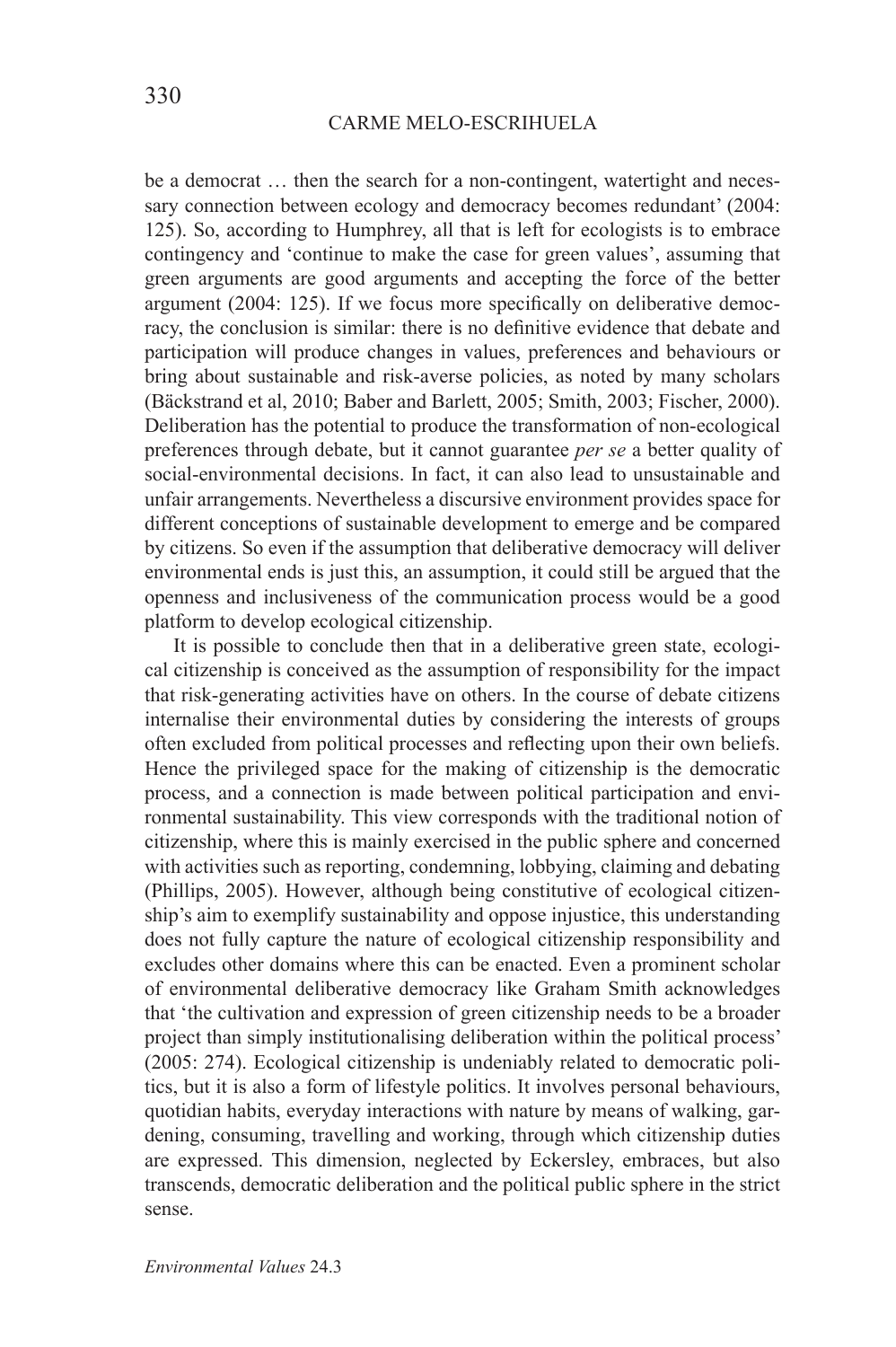be a democrat … then the search for a non-contingent, watertight and necessary connection between ecology and democracy becomes redundant' (2004: 125). So, according to Humphrey, all that is left for ecologists is to embrace contingency and 'continue to make the case for green values', assuming that green arguments are good arguments and accepting the force of the better argument (2004: 125). If we focus more specifically on deliberative democracy, the conclusion is similar: there is no definitive evidence that debate and participation will produce changes in values, preferences and behaviours or bring about sustainable and risk-averse policies, as noted by many scholars (Bäckstrand et al, 2010; Baber and Barlett, 2005; Smith, 2003; Fischer, 2000). Deliberation has the potential to produce the transformation of non-ecological preferences through debate, but it cannot guarantee *per se* a better quality of social-environmental decisions. In fact, it can also lead to unsustainable and unfair arrangements. Nevertheless a discursive environment provides space for different conceptions of sustainable development to emerge and be compared by citizens. So even if the assumption that deliberative democracy will deliver environmental ends is just this, an assumption, it could still be argued that the openness and inclusiveness of the communication process would be a good platform to develop ecological citizenship.

It is possible to conclude then that in a deliberative green state, ecological citizenship is conceived as the assumption of responsibility for the impact that risk-generating activities have on others. In the course of debate citizens internalise their environmental duties by considering the interests of groups often excluded from political processes and reflecting upon their own beliefs. Hence the privileged space for the making of citizenship is the democratic process, and a connection is made between political participation and environmental sustainability. This view corresponds with the traditional notion of citizenship, where this is mainly exercised in the public sphere and concerned with activities such as reporting, condemning, lobbying, claiming and debating (Phillips, 2005). However, although being constitutive of ecological citizenship's aim to exemplify sustainability and oppose injustice, this understanding does not fully capture the nature of ecological citizenship responsibility and excludes other domains where this can be enacted. Even a prominent scholar of environmental deliberative democracy like Graham Smith acknowledges that 'the cultivation and expression of green citizenship needs to be a broader project than simply institutionalising deliberation within the political process' (2005: 274). Ecological citizenship is undeniably related to democratic politics, but it is also a form of lifestyle politics. It involves personal behaviours, quotidian habits, everyday interactions with nature by means of walking, gardening, consuming, travelling and working, through which citizenship duties are expressed. This dimension, neglected by Eckersley, embraces, but also transcends, democratic deliberation and the political public sphere in the strict sense.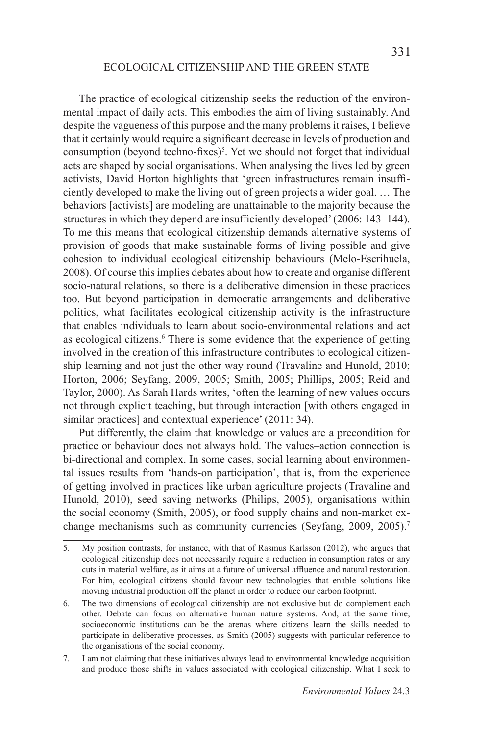The practice of ecological citizenship seeks the reduction of the environmental impact of daily acts. This embodies the aim of living sustainably. And despite the vagueness of this purpose and the many problems it raises, I believe that it certainly would require a significant decrease in levels of production and consumption (beyond techno-fixes)[5]. Yet we should not forget that individual acts are shaped by social organisations. When analysing the lives led by green activists, David Horton highlights that 'green infrastructures remain insufficiently developed to make the living out of green projects a wider goal. … The behaviors [activists] are modeling are unattainable to the majority because the structures in which they depend are insufficiently developed' (2006: 143–144). To me this means that ecological citizenship demands alternative systems of provision of goods that make sustainable forms of living possible and give cohesion to individual ecological citizenship behaviours (Melo-Escrihuela, 2008). Of course this implies debates about how to create and organise different socio-natural relations, so there is a deliberative dimension in these practices too. But beyond participation in democratic arrangements and deliberative politics, what facilitates ecological citizenship activity is the infrastructure that enables individuals to learn about socio-environmental relations and act as ecological citizens.[6] There is some evidence that the experience of getting involved in the creation of this infrastructure contributes to ecological citizenship learning and not just the other way round (Travaline and Hunold, 2010; Horton, 2006; Seyfang, 2009, 2005; Smith, 2005; Phillips, 2005; Reid and Taylor, 2000). As Sarah Hards writes, 'often the learning of new values occurs not through explicit teaching, but through interaction [with others engaged in similar practices] and contextual experience' (2011: 34).

Put differently, the claim that knowledge or values are a precondition for practice or behaviour does not always hold. The values–action connection is bi-directional and complex. In some cases, social learning about environmental issues results from 'hands-on participation', that is, from the experience of getting involved in practices like urban agriculture projects (Travaline and Hunold, 2010), seed saving networks (Philips, 2005), organisations within the social economy (Smith, 2005), or food supply chains and non-market exchange mechanisms such as community currencies (Seyfang, 2009, 2005).[7]

---

5. My position contrasts, for instance, with that of Rasmus Karlsson (2012), who argues that ecological citizenship does not necessarily require a reduction in consumption rates or any cuts in material welfare, as it aims at a future of universal affluence and natural restoration. For him, ecological citizens should favour new technologies that enable solutions like moving industrial production off the planet in order to reduce our carbon footprint.

6. The two dimensions of ecological citizenship are not exclusive but do complement each other. Debate can focus on alternative human–nature systems. And, at the same time, socioeconomic institutions can be the arenas where citizens learn the skills needed to participate in deliberative processes, as Smith (2005) suggests with particular reference to the organisations of the social economy.

7. I am not claiming that these initiatives always lead to environmental knowledge acquisition and produce those shifts in values associated with ecological citizenship. What I seek to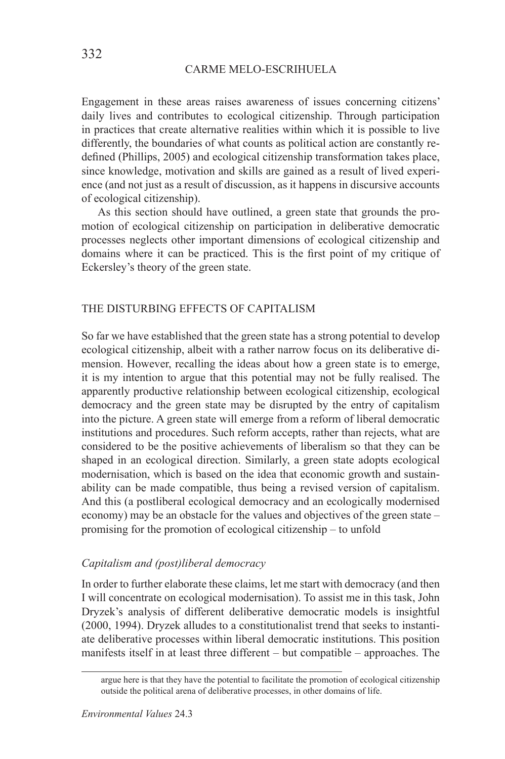Engagement in these areas raises awareness of issues concerning citizens' daily lives and contributes to ecological citizenship. Through participation in practices that create alternative realities within which it is possible to live differently, the boundaries of what counts as political action are constantly redefined (Phillips, 2005) and ecological citizenship transformation takes place, since knowledge, motivation and skills are gained as a result of lived experience (and not just as a result of discussion, as it happens in discursive accounts of ecological citizenship).

As this section should have outlined, a green state that grounds the promotion of ecological citizenship on participation in deliberative democratic processes neglects other important dimensions of ecological citizenship and domains where it can be practiced. This is the first point of my critique of Eckersley's theory of the green state.

## THE DISTURBING EFFECTS OF CAPITALISM

So far we have established that the green state has a strong potential to develop ecological citizenship, albeit with a rather narrow focus on its deliberative dimension. However, recalling the ideas about how a green state is to emerge, it is my intention to argue that this potential may not be fully realised. The apparently productive relationship between ecological citizenship, ecological democracy and the green state may be disrupted by the entry of capitalism into the picture. A green state will emerge from a reform of liberal democratic institutions and procedures. Such reform accepts, rather than rejects, what are considered to be the positive achievements of liberalism so that they can be shaped in an ecological direction. Similarly, a green state adopts ecological modernisation, which is based on the idea that economic growth and sustainability can be made compatible, thus being a revised version of capitalism. And this (a postliberal ecological democracy and an ecologically modernised economy) may be an obstacle for the values and objectives of the green state – promising for the promotion of ecological citizenship – to unfold

### *Capitalism and (post)liberal democracy*

In order to further elaborate these claims, let me start with democracy (and then I will concentrate on ecological modernisation). To assist me in this task, John Dryzek's analysis of different deliberative democratic models is insightful (2000, 1994). Dryzek alludes to a constitutionalist trend that seeks to instantiate deliberative processes within liberal democratic institutions. This position manifests itself in at least three different – but compatible – approaches. The

argue here is that they have the potential to facilitate the promotion of ecological citizenship outside the political arena of deliberative processes, in other domains of life.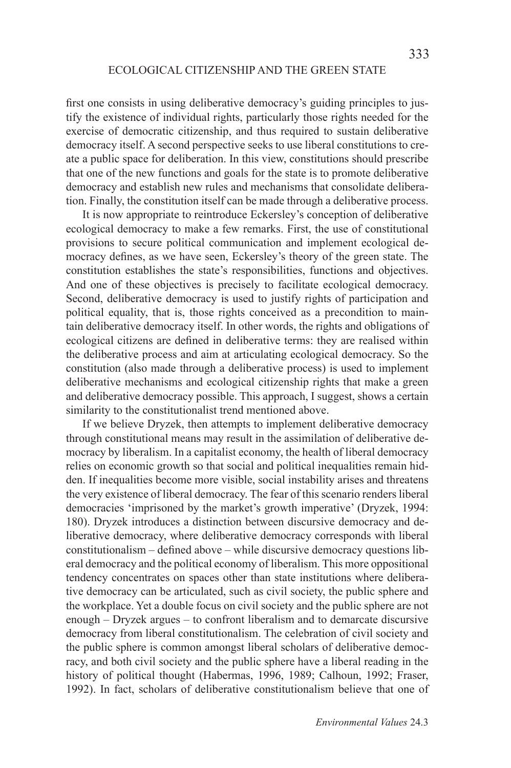first one consists in using deliberative democracy's guiding principles to justify the existence of individual rights, particularly those rights needed for the exercise of democratic citizenship, and thus required to sustain deliberative democracy itself. A second perspective seeks to use liberal constitutions to create a public space for deliberation. In this view, constitutions should prescribe that one of the new functions and goals for the state is to promote deliberative democracy and establish new rules and mechanisms that consolidate deliberation. Finally, the constitution itself can be made through a deliberative process.

It is now appropriate to reintroduce Eckersley's conception of deliberative ecological democracy to make a few remarks. First, the use of constitutional provisions to secure political communication and implement ecological democracy defines, as we have seen, Eckersley's theory of the green state. The constitution establishes the state's responsibilities, functions and objectives. And one of these objectives is precisely to facilitate ecological democracy. Second, deliberative democracy is used to justify rights of participation and political equality, that is, those rights conceived as a precondition to maintain deliberative democracy itself. In other words, the rights and obligations of ecological citizens are defined in deliberative terms: they are realised within the deliberative process and aim at articulating ecological democracy. So the constitution (also made through a deliberative process) is used to implement deliberative mechanisms and ecological citizenship rights that make a green and deliberative democracy possible. This approach, I suggest, shows a certain similarity to the constitutionalist trend mentioned above.

If we believe Dryzek, then attempts to implement deliberative democracy through constitutional means may result in the assimilation of deliberative democracy by liberalism. In a capitalist economy, the health of liberal democracy relies on economic growth so that social and political inequalities remain hidden. If inequalities become more visible, social instability arises and threatens the very existence of liberal democracy. The fear of this scenario renders liberal democracies 'imprisoned by the market's growth imperative' (Dryzek, 1994: 180). Dryzek introduces a distinction between discursive democracy and deliberative democracy, where deliberative democracy corresponds with liberal constitutionalism – defined above – while discursive democracy questions liberal democracy and the political economy of liberalism. This more oppositional tendency concentrates on spaces other than state institutions where deliberative democracy can be articulated, such as civil society, the public sphere and the workplace. Yet a double focus on civil society and the public sphere are not enough – Dryzek argues – to confront liberalism and to demarcate discursive democracy from liberal constitutionalism. The celebration of civil society and the public sphere is common amongst liberal scholars of deliberative democracy, and both civil society and the public sphere have a liberal reading in the history of political thought (Habermas, 1996, 1989; Calhoun, 1992; Fraser, 1992). In fact, scholars of deliberative constitutionalism believe that one of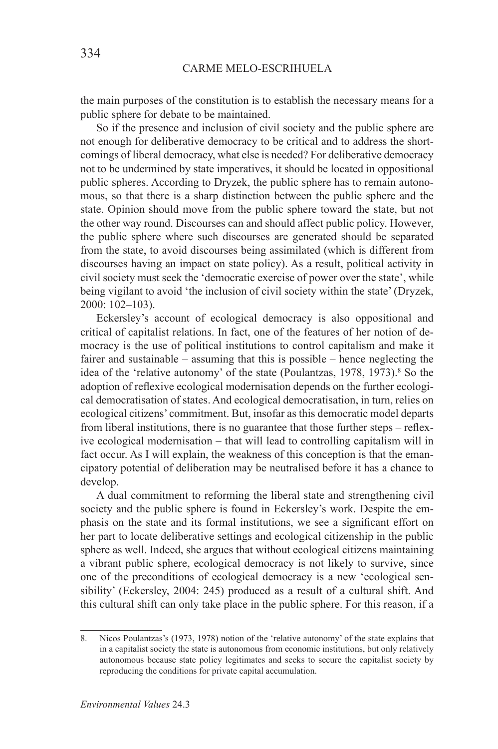the main purposes of the constitution is to establish the necessary means for a public sphere for debate to be maintained.

So if the presence and inclusion of civil society and the public sphere are not enough for deliberative democracy to be critical and to address the shortcomings of liberal democracy, what else is needed? For deliberative democracy not to be undermined by state imperatives, it should be located in oppositional public spheres. According to Dryzek, the public sphere has to remain autonomous, so that there is a sharp distinction between the public sphere and the state. Opinion should move from the public sphere toward the state, but not the other way round. Discourses can and should affect public policy. However, the public sphere where such discourses are generated should be separated from the state, to avoid discourses being assimilated (which is different from discourses having an impact on state policy). As a result, political activity in civil society must seek the 'democratic exercise of power over the state', while being vigilant to avoid 'the inclusion of civil society within the state' (Dryzek, 2000: 102–103).

Eckersley's account of ecological democracy is also oppositional and critical of capitalist relations. In fact, one of the features of her notion of democracy is the use of political institutions to control capitalism and make it fairer and sustainable – assuming that this is possible – hence neglecting the idea of the 'relative autonomy' of the state (Poulantzas, 1978, 1973).[8] So the adoption of reflexive ecological modernisation depends on the further ecological democratisation of states. And ecological democratisation, in turn, relies on ecological citizens' commitment. But, insofar as this democratic model departs from liberal institutions, there is no guarantee that those further steps – reflexive ecological modernisation – that will lead to controlling capitalism will in fact occur. As I will explain, the weakness of this conception is that the emancipatory potential of deliberation may be neutralised before it has a chance to develop.

A dual commitment to reforming the liberal state and strengthening civil society and the public sphere is found in Eckersley's work. Despite the emphasis on the state and its formal institutions, we see a significant effort on her part to locate deliberative settings and ecological citizenship in the public sphere as well. Indeed, she argues that without ecological citizens maintaining a vibrant public sphere, ecological democracy is not likely to survive, since one of the preconditions of ecological democracy is a new 'ecological sensibility' (Eckersley, 2004: 245) produced as a result of a cultural shift. And this cultural shift can only take place in the public sphere. For this reason, if a

---

8. Nicos Poulantzas's (1973, 1978) notion of the 'relative autonomy' of the state explains that in a capitalist society the state is autonomous from economic institutions, but only relatively autonomous because state policy legitimates and seeks to secure the capitalist society by reproducing the conditions for private capital accumulation.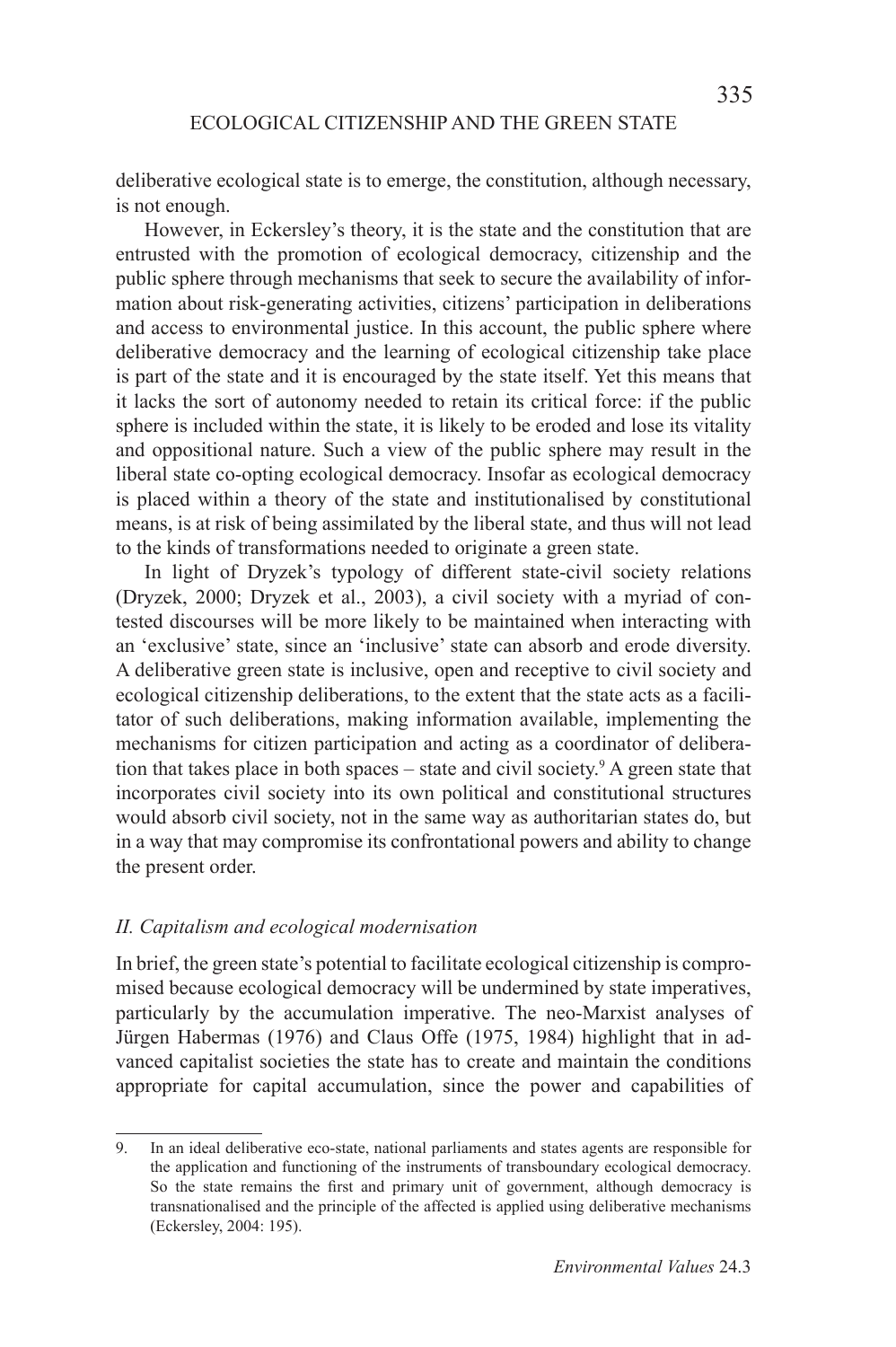deliberative ecological state is to emerge, the constitution, although necessary, is not enough.

However, in Eckersley's theory, it is the state and the constitution that are entrusted with the promotion of ecological democracy, citizenship and the public sphere through mechanisms that seek to secure the availability of information about risk-generating activities, citizens' participation in deliberations and access to environmental justice. In this account, the public sphere where deliberative democracy and the learning of ecological citizenship take place is part of the state and it is encouraged by the state itself. Yet this means that it lacks the sort of autonomy needed to retain its critical force: if the public sphere is included within the state, it is likely to be eroded and lose its vitality and oppositional nature. Such a view of the public sphere may result in the liberal state co-opting ecological democracy. Insofar as ecological democracy is placed within a theory of the state and institutionalised by constitutional means, is at risk of being assimilated by the liberal state, and thus will not lead to the kinds of transformations needed to originate a green state.

In light of Dryzek's typology of different state-civil society relations (Dryzek, 2000; Dryzek et al., 2003), a civil society with a myriad of contested discourses will be more likely to be maintained when interacting with an 'exclusive' state, since an 'inclusive' state can absorb and erode diversity. A deliberative green state is inclusive, open and receptive to civil society and ecological citizenship deliberations, to the extent that the state acts as a facilitator of such deliberations, making information available, implementing the mechanisms for citizen participation and acting as a coordinator of deliberation that takes place in both spaces – state and civil society.[9] A green state that incorporates civil society into its own political and constitutional structures would absorb civil society, not in the same way as authoritarian states do, but in a way that may compromise its confrontational powers and ability to change the present order.

### *II. Capitalism and ecological modernisation*

In brief, the green state's potential to facilitate ecological citizenship is compromised because ecological democracy will be undermined by state imperatives, particularly by the accumulation imperative. The neo-Marxist analyses of Jürgen Habermas (1976) and Claus Offe (1975, 1984) highlight that in advanced capitalist societies the state has to create and maintain the conditions appropriate for capital accumulation, since the power and capabilities of

9. In an ideal deliberative eco-state, national parliaments and states agents are responsible for the application and functioning of the instruments of transboundary ecological democracy. So the state remains the first and primary unit of government, although democracy is transnationalised and the principle of the affected is applied using deliberative mechanisms (Eckersley, 2004: 195).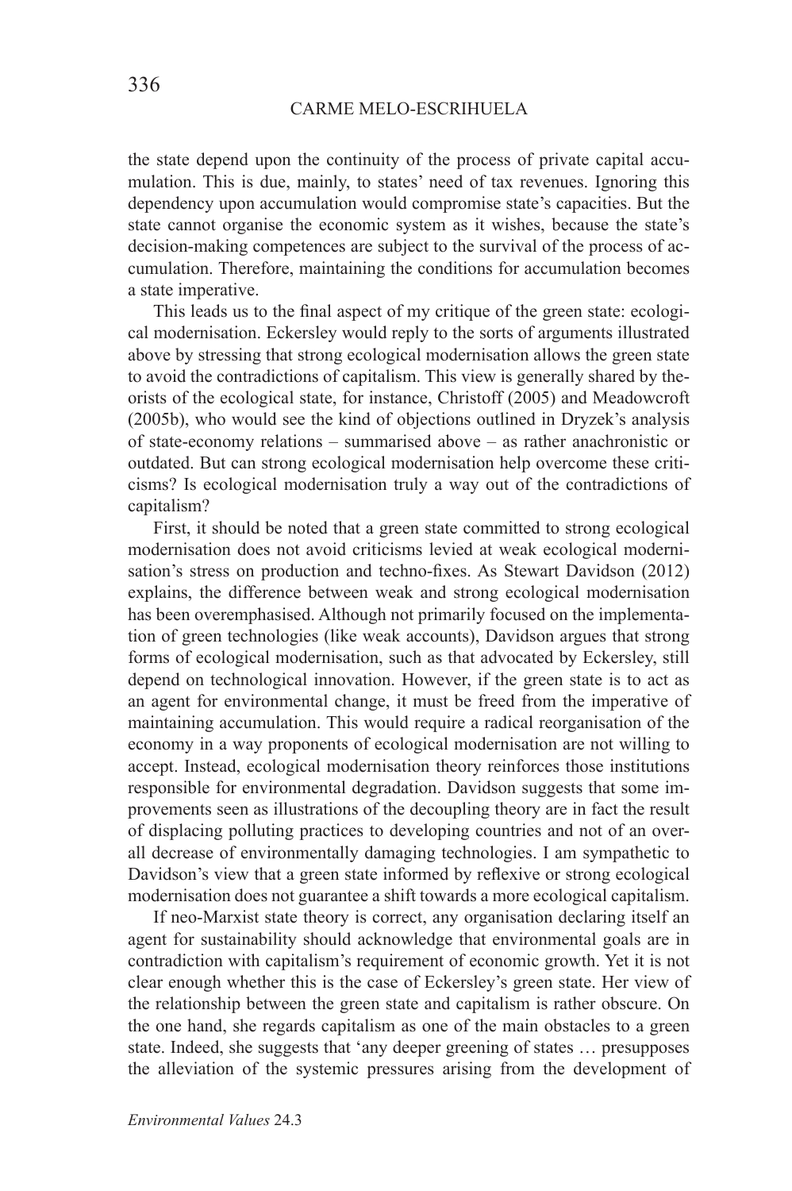the state depend upon the continuity of the process of private capital accumulation. This is due, mainly, to states' need of tax revenues. Ignoring this dependency upon accumulation would compromise state's capacities. But the state cannot organise the economic system as it wishes, because the state's decision-making competences are subject to the survival of the process of accumulation. Therefore, maintaining the conditions for accumulation becomes a state imperative.

This leads us to the final aspect of my critique of the green state: ecological modernisation. Eckersley would reply to the sorts of arguments illustrated above by stressing that strong ecological modernisation allows the green state to avoid the contradictions of capitalism. This view is generally shared by theorists of the ecological state, for instance, Christoff (2005) and Meadowcroft (2005b), who would see the kind of objections outlined in Dryzek's analysis of state-economy relations – summarised above – as rather anachronistic or outdated. But can strong ecological modernisation help overcome these criticisms? Is ecological modernisation truly a way out of the contradictions of capitalism?

First, it should be noted that a green state committed to strong ecological modernisation does not avoid criticisms levied at weak ecological modernisation's stress on production and techno-fixes. As Stewart Davidson (2012) explains, the difference between weak and strong ecological modernisation has been overemphasised. Although not primarily focused on the implementation of green technologies (like weak accounts), Davidson argues that strong forms of ecological modernisation, such as that advocated by Eckersley, still depend on technological innovation. However, if the green state is to act as an agent for environmental change, it must be freed from the imperative of maintaining accumulation. This would require a radical reorganisation of the economy in a way proponents of ecological modernisation are not willing to accept. Instead, ecological modernisation theory reinforces those institutions responsible for environmental degradation. Davidson suggests that some improvements seen as illustrations of the decoupling theory are in fact the result of displacing polluting practices to developing countries and not of an overall decrease of environmentally damaging technologies. I am sympathetic to Davidson's view that a green state informed by reflexive or strong ecological modernisation does not guarantee a shift towards a more ecological capitalism.

If neo-Marxist state theory is correct, any organisation declaring itself an agent for sustainability should acknowledge that environmental goals are in contradiction with capitalism's requirement of economic growth. Yet it is not clear enough whether this is the case of Eckersley's green state. Her view of the relationship between the green state and capitalism is rather obscure. On the one hand, she regards capitalism as one of the main obstacles to a green state. Indeed, she suggests that 'any deeper greening of states … presupposes the alleviation of the systemic pressures arising from the development of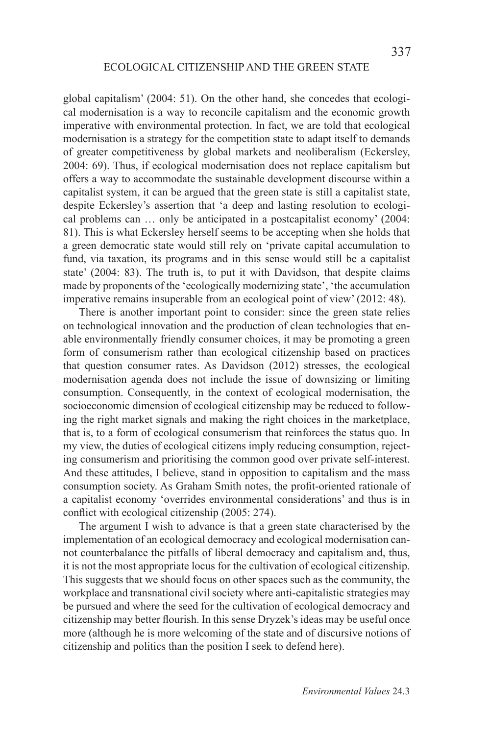global capitalism' (2004: 51). On the other hand, she concedes that ecological modernisation is a way to reconcile capitalism and the economic growth imperative with environmental protection. In fact, we are told that ecological modernisation is a strategy for the competition state to adapt itself to demands of greater competitiveness by global markets and neoliberalism (Eckersley, 2004: 69). Thus, if ecological modernisation does not replace capitalism but offers a way to accommodate the sustainable development discourse within a capitalist system, it can be argued that the green state is still a capitalist state, despite Eckersley's assertion that 'a deep and lasting resolution to ecological problems can … only be anticipated in a postcapitalist economy' (2004: 81). This is what Eckersley herself seems to be accepting when she holds that a green democratic state would still rely on 'private capital accumulation to fund, via taxation, its programs and in this sense would still be a capitalist state' (2004: 83). The truth is, to put it with Davidson, that despite claims made by proponents of the 'ecologically modernizing state', 'the accumulation imperative remains insuperable from an ecological point of view' (2012: 48).

There is another important point to consider: since the green state relies on technological innovation and the production of clean technologies that enable environmentally friendly consumer choices, it may be promoting a green form of consumerism rather than ecological citizenship based on practices that question consumer rates. As Davidson (2012) stresses, the ecological modernisation agenda does not include the issue of downsizing or limiting consumption. Consequently, in the context of ecological modernisation, the socioeconomic dimension of ecological citizenship may be reduced to following the right market signals and making the right choices in the marketplace, that is, to a form of ecological consumerism that reinforces the status quo. In my view, the duties of ecological citizens imply reducing consumption, rejecting consumerism and prioritising the common good over private self-interest. And these attitudes, I believe, stand in opposition to capitalism and the mass consumption society. As Graham Smith notes, the profit-oriented rationale of a capitalist economy 'overrides environmental considerations' and thus is in conflict with ecological citizenship (2005: 274).

The argument I wish to advance is that a green state characterised by the implementation of an ecological democracy and ecological modernisation cannot counterbalance the pitfalls of liberal democracy and capitalism and, thus, it is not the most appropriate locus for the cultivation of ecological citizenship. This suggests that we should focus on other spaces such as the community, the workplace and transnational civil society where anti-capitalistic strategies may be pursued and where the seed for the cultivation of ecological democracy and citizenship may better flourish. In this sense Dryzek's ideas may be useful once more (although he is more welcoming of the state and of discursive notions of citizenship and politics than the position I seek to defend here).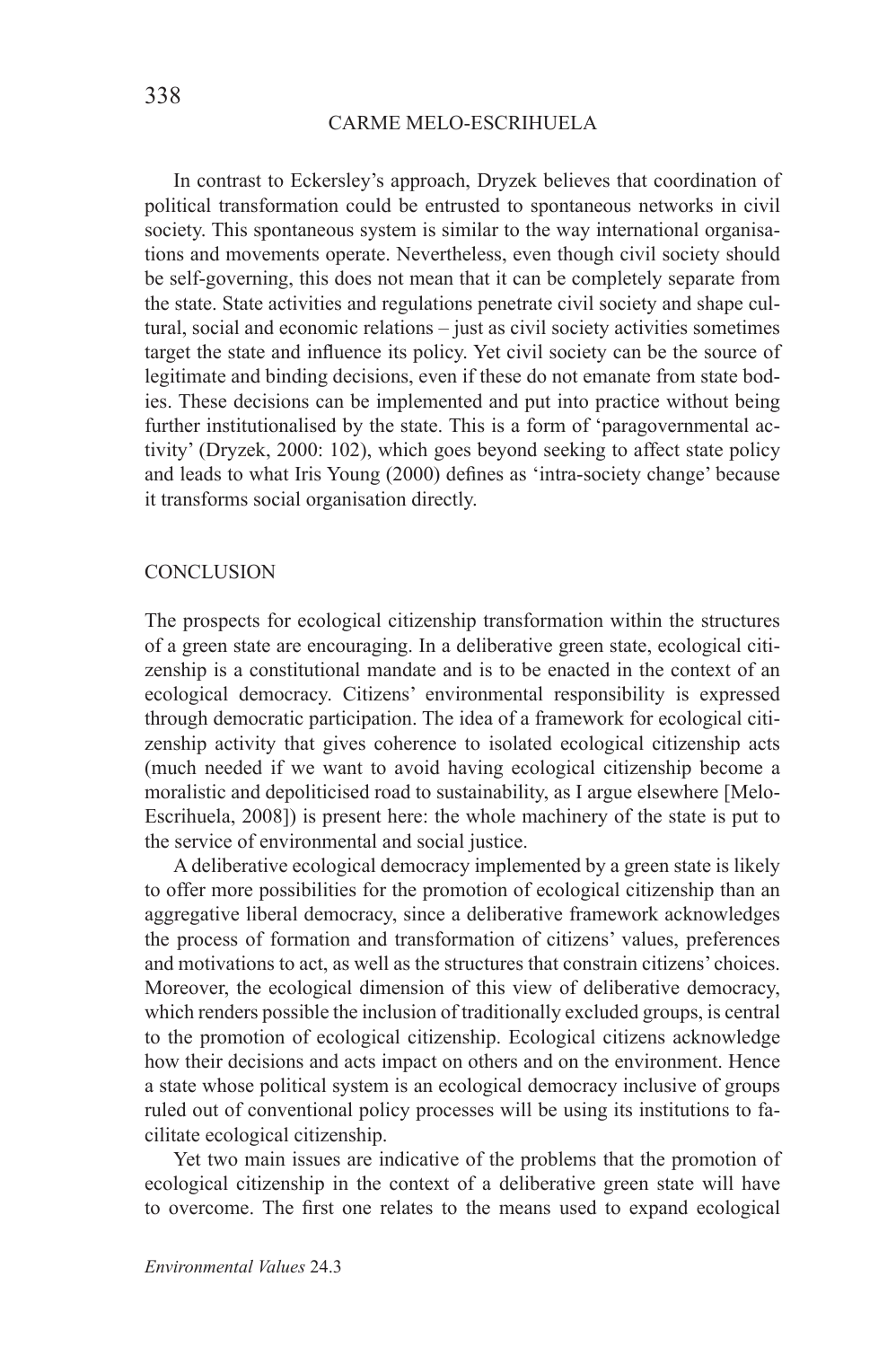In contrast to Eckersley's approach, Dryzek believes that coordination of political transformation could be entrusted to spontaneous networks in civil society. This spontaneous system is similar to the way international organisations and movements operate. Nevertheless, even though civil society should be self-governing, this does not mean that it can be completely separate from the state. State activities and regulations penetrate civil society and shape cultural, social and economic relations – just as civil society activities sometimes target the state and influence its policy. Yet civil society can be the source of legitimate and binding decisions, even if these do not emanate from state bodies. These decisions can be implemented and put into practice without being further institutionalised by the state. This is a form of 'paragovernmental activity' (Dryzek, 2000: 102), which goes beyond seeking to affect state policy and leads to what Iris Young (2000) defines as 'intra-society change' because it transforms social organisation directly.

## CONCLUSION

The prospects for ecological citizenship transformation within the structures of a green state are encouraging. In a deliberative green state, ecological citizenship is a constitutional mandate and is to be enacted in the context of an ecological democracy. Citizens' environmental responsibility is expressed through democratic participation. The idea of a framework for ecological citizenship activity that gives coherence to isolated ecological citizenship acts (much needed if we want to avoid having ecological citizenship become a moralistic and depoliticised road to sustainability, as I argue elsewhere [Melo-Escrihuela, 2008]) is present here: the whole machinery of the state is put to the service of environmental and social justice.

A deliberative ecological democracy implemented by a green state is likely to offer more possibilities for the promotion of ecological citizenship than an aggregative liberal democracy, since a deliberative framework acknowledges the process of formation and transformation of citizens' values, preferences and motivations to act, as well as the structures that constrain citizens' choices. Moreover, the ecological dimension of this view of deliberative democracy, which renders possible the inclusion of traditionally excluded groups, is central to the promotion of ecological citizenship. Ecological citizens acknowledge how their decisions and acts impact on others and on the environment. Hence a state whose political system is an ecological democracy inclusive of groups ruled out of conventional policy processes will be using its institutions to facilitate ecological citizenship.

Yet two main issues are indicative of the problems that the promotion of ecological citizenship in the context of a deliberative green state will have to overcome. The first one relates to the means used to expand ecological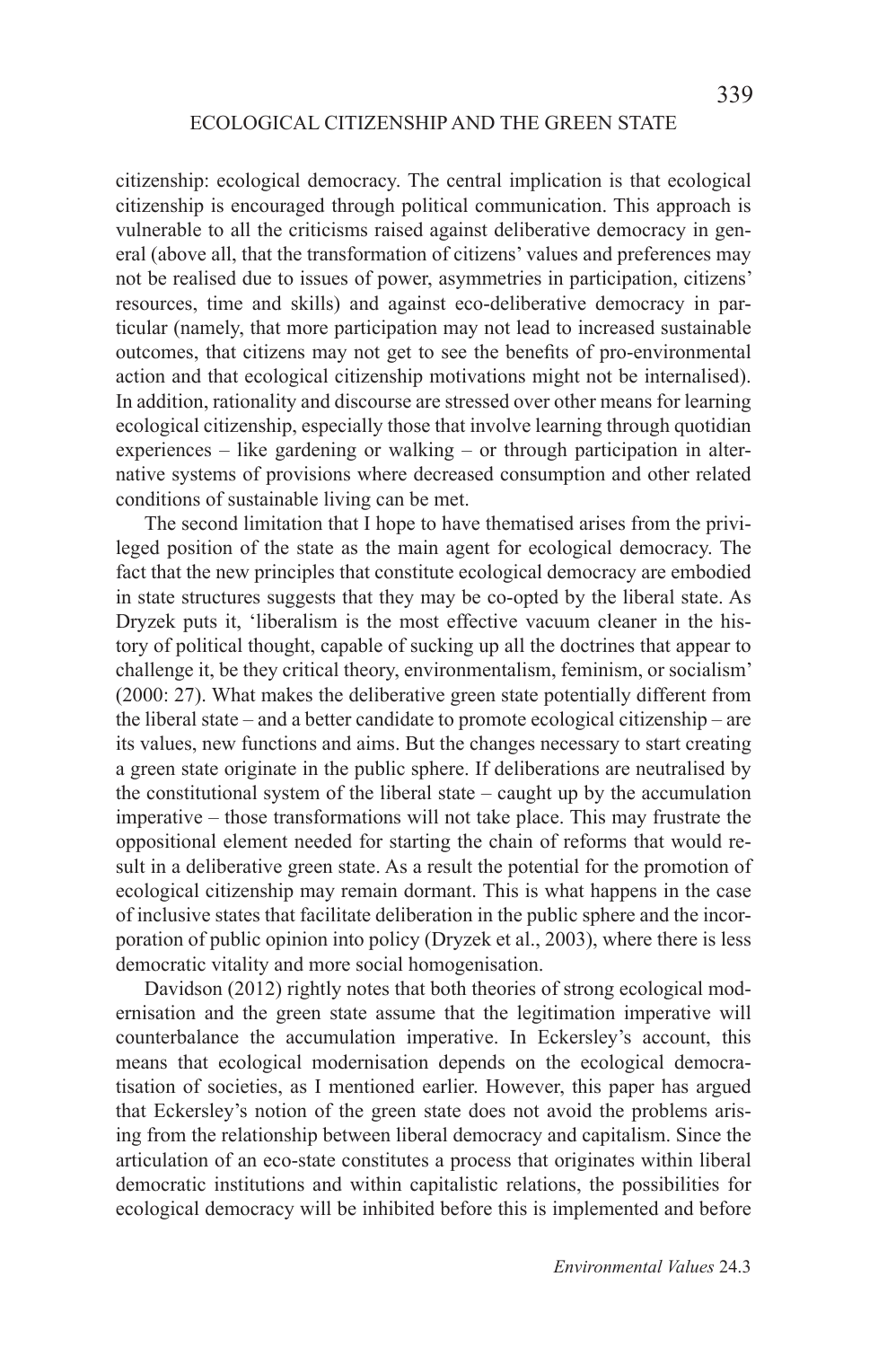citizenship: ecological democracy. The central implication is that ecological citizenship is encouraged through political communication. This approach is vulnerable to all the criticisms raised against deliberative democracy in general (above all, that the transformation of citizens' values and preferences may not be realised due to issues of power, asymmetries in participation, citizens' resources, time and skills) and against eco-deliberative democracy in particular (namely, that more participation may not lead to increased sustainable outcomes, that citizens may not get to see the benefits of pro-environmental action and that ecological citizenship motivations might not be internalised). In addition, rationality and discourse are stressed over other means for learning ecological citizenship, especially those that involve learning through quotidian experiences – like gardening or walking – or through participation in alternative systems of provisions where decreased consumption and other related conditions of sustainable living can be met.

The second limitation that I hope to have thematised arises from the privileged position of the state as the main agent for ecological democracy. The fact that the new principles that constitute ecological democracy are embodied in state structures suggests that they may be co-opted by the liberal state. As Dryzek puts it, 'liberalism is the most effective vacuum cleaner in the history of political thought, capable of sucking up all the doctrines that appear to challenge it, be they critical theory, environmentalism, feminism, or socialism' (2000: 27). What makes the deliberative green state potentially different from the liberal state – and a better candidate to promote ecological citizenship – are its values, new functions and aims. But the changes necessary to start creating a green state originate in the public sphere. If deliberations are neutralised by the constitutional system of the liberal state – caught up by the accumulation imperative – those transformations will not take place. This may frustrate the oppositional element needed for starting the chain of reforms that would result in a deliberative green state. As a result the potential for the promotion of ecological citizenship may remain dormant. This is what happens in the case of inclusive states that facilitate deliberation in the public sphere and the incorporation of public opinion into policy (Dryzek et al., 2003), where there is less democratic vitality and more social homogenisation.

Davidson (2012) rightly notes that both theories of strong ecological modernisation and the green state assume that the legitimation imperative will counterbalance the accumulation imperative. In Eckersley's account, this means that ecological modernisation depends on the ecological democratisation of societies, as I mentioned earlier. However, this paper has argued that Eckersley's notion of the green state does not avoid the problems arising from the relationship between liberal democracy and capitalism. Since the articulation of an eco-state constitutes a process that originates within liberal democratic institutions and within capitalistic relations, the possibilities for ecological democracy will be inhibited before this is implemented and before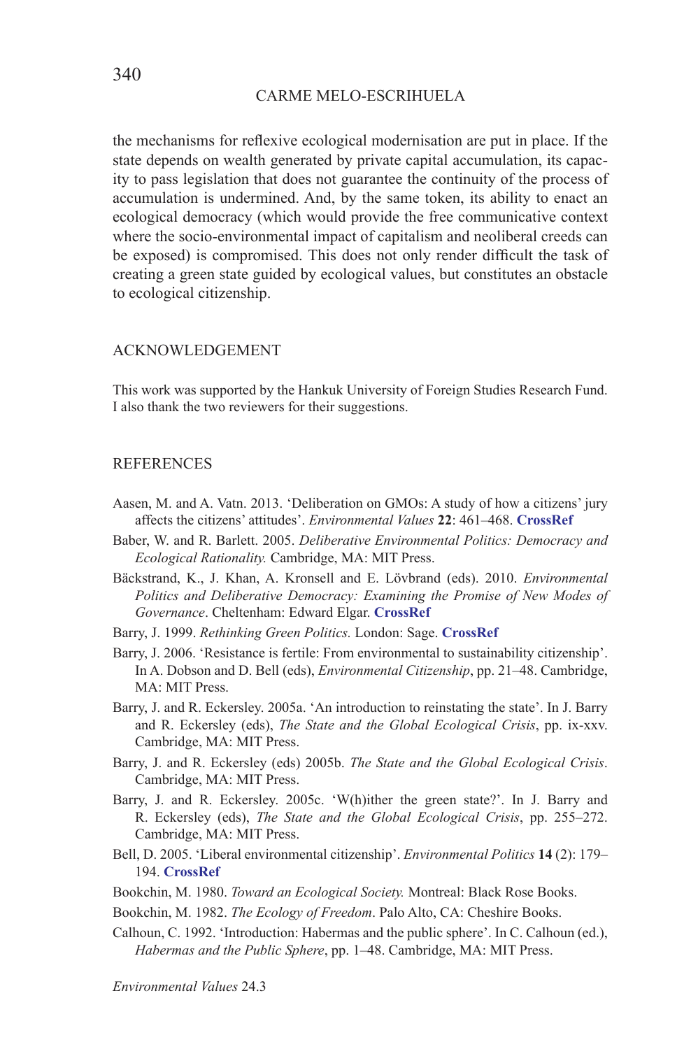the mechanisms for reflexive ecological modernisation are put in place. If the state depends on wealth generated by private capital accumulation, its capacity to pass legislation that does not guarantee the continuity of the process of accumulation is undermined. And, by the same token, its ability to enact an ecological democracy (which would provide the free communicative context where the socio-environmental impact of capitalism and neoliberal creeds can be exposed) is compromised. This does not only render difficult the task of creating a green state guided by ecological values, but constitutes an obstacle to ecological citizenship.

## ACKNOWLEDGEMENT

This work was supported by the Hankuk University of Foreign Studies Research Fund. I also thank the two reviewers for their suggestions.

## REFERENCES

Aasen, M. and A. Vatn. 2013. 'Deliberation on GMOs: A study of how a citizens' jury affects the citizens' attitudes'. *Environmental Values* **22**: 461–468. **CrossRef**

Baber, W. and R. Barlett. 2005. *Deliberative Environmental Politics: Democracy and Ecological Rationality.* Cambridge, MA: MIT Press.

Bäckstrand, K., J. Khan, A. Kronsell and E. Lövbrand (eds). 2010. *Environmental Politics and Deliberative Democracy: Examining the Promise of New Modes of Governance*. Cheltenham: Edward Elgar. **CrossRef**

Barry, J. 1999. *Rethinking Green Politics.* London: Sage. **CrossRef**

Barry, J. 2006. 'Resistance is fertile: From environmental to sustainability citizenship'. In A. Dobson and D. Bell (eds), *Environmental Citizenship*, pp. 21–48. Cambridge, MA: MIT Press.

Barry, J. and R. Eckersley. 2005a. 'An introduction to reinstating the state'. In J. Barry and R. Eckersley (eds), *The State and the Global Ecological Crisis*, pp. ix-xxv. Cambridge, MA: MIT Press.

Barry, J. and R. Eckersley (eds) 2005b. *The State and the Global Ecological Crisis*. Cambridge, MA: MIT Press.

Barry, J. and R. Eckersley. 2005c. 'W(h)ither the green state?'. In J. Barry and R. Eckersley (eds), *The State and the Global Ecological Crisis*, pp. 255–272. Cambridge, MA: MIT Press.

Bell, D. 2005. 'Liberal environmental citizenship'. *Environmental Politics* **14** (2): 179–194. **CrossRef**

Bookchin, M. 1980. *Toward an Ecological Society.* Montreal: Black Rose Books.

Bookchin, M. 1982. *The Ecology of Freedom*. Palo Alto, CA: Cheshire Books.

Calhoun, C. 1992. 'Introduction: Habermas and the public sphere'. In C. Calhoun (ed.), *Habermas and the Public Sphere*, pp. 1–48. Cambridge, MA: MIT Press.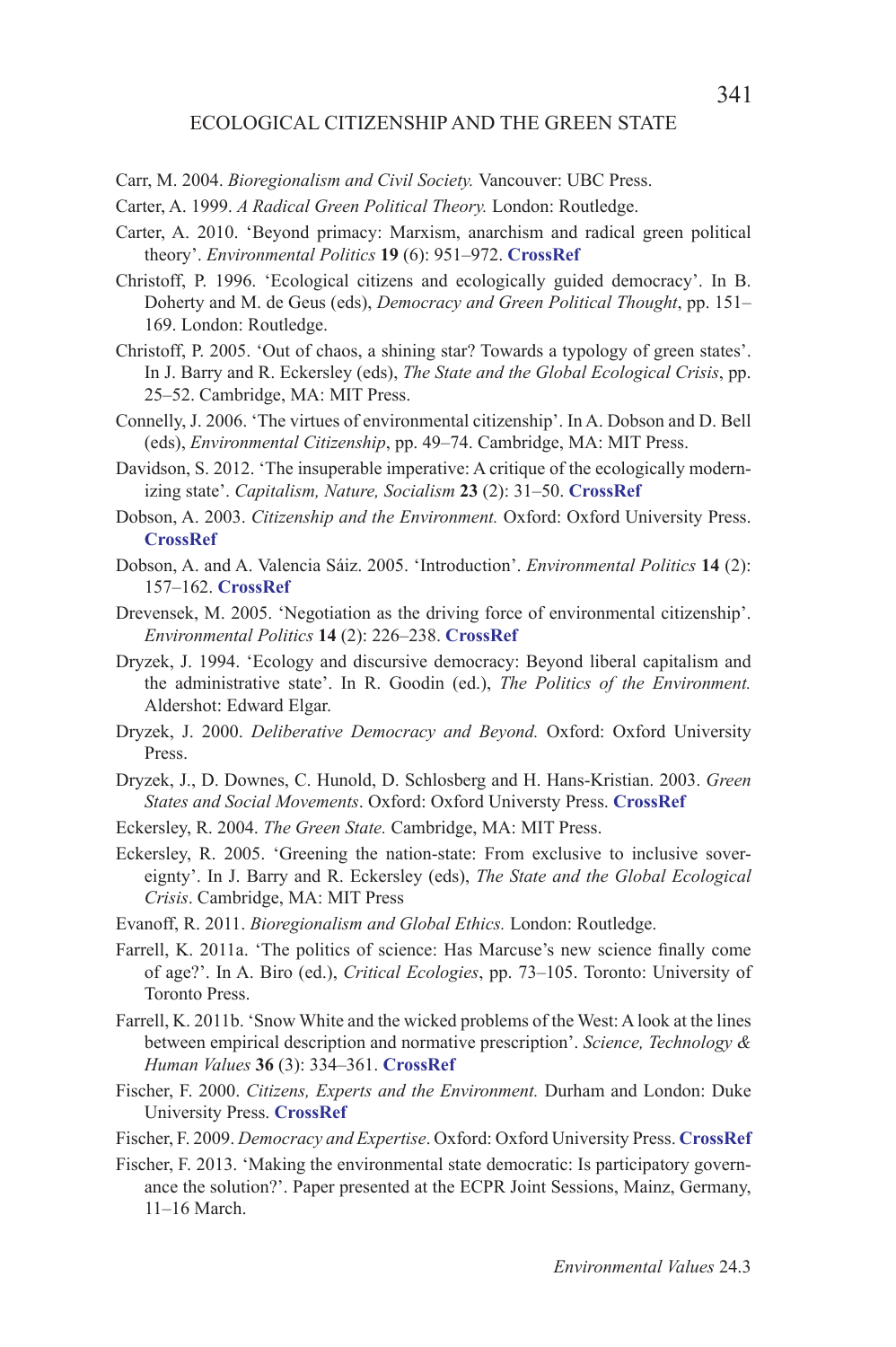Carr, M. 2004. *Bioregionalism and Civil Society.* Vancouver: UBC Press.

Carter, A. 1999. *A Radical Green Political Theory.* London: Routledge.

Carter, A. 2010. 'Beyond primacy: Marxism, anarchism and radical green political theory'. *Environmental Politics* **19** (6): 951–972. **CrossRef**

Christoff, P. 1996. 'Ecological citizens and ecologically guided democracy'. In B. Doherty and M. de Geus (eds), *Democracy and Green Political Thought*, pp. 151–169. London: Routledge.

Christoff, P. 2005. 'Out of chaos, a shining star? Towards a typology of green states'. In J. Barry and R. Eckersley (eds), *The State and the Global Ecological Crisis*, pp. 25–52. Cambridge, MA: MIT Press.

Connelly, J. 2006. 'The virtues of environmental citizenship'. In A. Dobson and D. Bell (eds), *Environmental Citizenship*, pp. 49–74. Cambridge, MA: MIT Press.

Davidson, S. 2012. 'The insuperable imperative: A critique of the ecologically modernizing state'. *Capitalism, Nature, Socialism* **23** (2): 31–50. **CrossRef**

Dobson, A. 2003. *Citizenship and the Environment.* Oxford: Oxford University Press. **CrossRef**

Dobson, A. and A. Valencia Sáiz. 2005. 'Introduction'. *Environmental Politics* **14** (2): 157–162. **CrossRef**

Drevensek, M. 2005. 'Negotiation as the driving force of environmental citizenship'. *Environmental Politics* **14** (2): 226–238. **CrossRef**

Dryzek, J. 1994. 'Ecology and discursive democracy: Beyond liberal capitalism and the administrative state'. In R. Goodin (ed.), *The Politics of the Environment.* Aldershot: Edward Elgar.

Dryzek, J. 2000. *Deliberative Democracy and Beyond.* Oxford: Oxford University Press.

Dryzek, J., D. Downes, C. Hunold, D. Schlosberg and H. Hans-Kristian. 2003. *Green States and Social Movements*. Oxford: Oxford Universty Press. **CrossRef**

Eckersley, R. 2004. *The Green State.* Cambridge, MA: MIT Press.

Eckersley, R. 2005. 'Greening the nation-state: From exclusive to inclusive sovereignty'. In J. Barry and R. Eckersley (eds), *The State and the Global Ecological Crisis*. Cambridge, MA: MIT Press

Evanoff, R. 2011. *Bioregionalism and Global Ethics.* London: Routledge.

Farrell, K. 2011a. 'The politics of science: Has Marcuse's new science finally come of age?'. In A. Biro (ed.), *Critical Ecologies*, pp. 73–105. Toronto: University of Toronto Press.

Farrell, K. 2011b. 'Snow White and the wicked problems of the West: A look at the lines between empirical description and normative prescription'. *Science, Technology & Human Values* **36** (3): 334–361. **CrossRef**

Fischer, F. 2000. *Citizens, Experts and the Environment.* Durham and London: Duke University Press. **CrossRef**

Fischer, F. 2009. *Democracy and Expertise*. Oxford: Oxford University Press. **CrossRef**

Fischer, F. 2013. 'Making the environmental state democratic: Is participatory governance the solution?'. Paper presented at the ECPR Joint Sessions, Mainz, Germany, 11–16 March.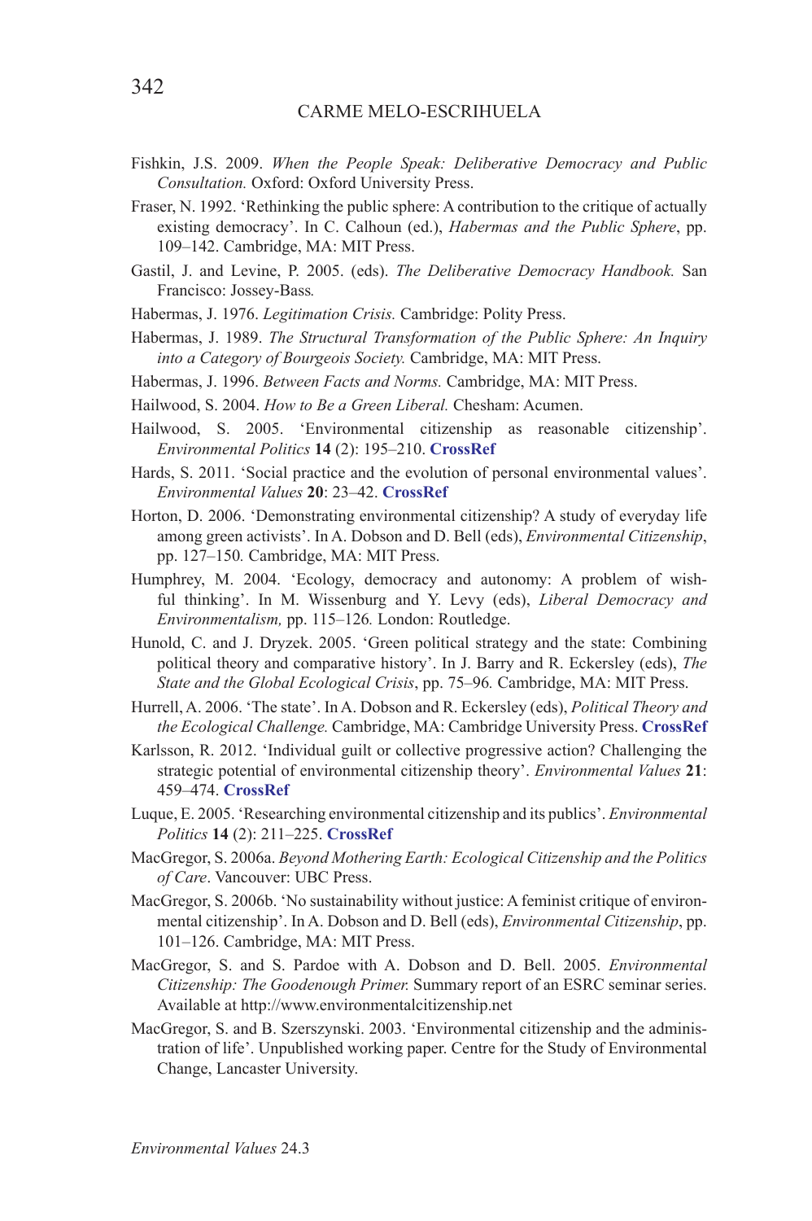Fishkin, J.S. 2009. *When the People Speak: Deliberative Democracy and Public Consultation.* Oxford: Oxford University Press.

Fraser, N. 1992. 'Rethinking the public sphere: A contribution to the critique of actually existing democracy'. In C. Calhoun (ed.), *Habermas and the Public Sphere*, pp. 109–142. Cambridge, MA: MIT Press.

Gastil, J. and Levine, P. 2005. (eds). *The Deliberative Democracy Handbook.* San Francisco: Jossey-Bass*.*

Habermas, J. 1976. *Legitimation Crisis.* Cambridge: Polity Press.

Habermas, J. 1989. *The Structural Transformation of the Public Sphere: An Inquiry into a Category of Bourgeois Society.* Cambridge, MA: MIT Press.

Habermas, J. 1996. *Between Facts and Norms.* Cambridge, MA: MIT Press.

Hailwood, S. 2004. *How to Be a Green Liberal.* Chesham: Acumen.

Hailwood, S. 2005. 'Environmental citizenship as reasonable citizenship'. *Environmental Politics* **14** (2): 195–210. **CrossRef**

Hards, S. 2011. 'Social practice and the evolution of personal environmental values'. *Environmental Values* **20**: 23–42. **CrossRef**

Horton, D. 2006. 'Demonstrating environmental citizenship? A study of everyday life among green activists'. In A. Dobson and D. Bell (eds), *Environmental Citizenship*, pp. 127–150*.* Cambridge, MA: MIT Press.

Humphrey, M. 2004. 'Ecology, democracy and autonomy: A problem of wishful thinking'. In M. Wissenburg and Y. Levy (eds), *Liberal Democracy and Environmentalism,* pp. 115–126*.* London: Routledge.

Hunold, C. and J. Dryzek. 2005. 'Green political strategy and the state: Combining political theory and comparative history'. In J. Barry and R. Eckersley (eds), *The State and the Global Ecological Crisis*, pp. 75–96*.* Cambridge, MA: MIT Press.

Hurrell, A. 2006. 'The state'. In A. Dobson and R. Eckersley (eds), *Political Theory and the Ecological Challenge.* Cambridge, MA: Cambridge University Press. **CrossRef**

Karlsson, R. 2012. 'Individual guilt or collective progressive action? Challenging the strategic potential of environmental citizenship theory'. *Environmental Values* **21**: 459–474. **CrossRef**

Luque, E. 2005. 'Researching environmental citizenship and its publics'. *Environmental Politics* **14** (2): 211–225. **CrossRef**

MacGregor, S. 2006a. *Beyond Mothering Earth: Ecological Citizenship and the Politics of Care*. Vancouver: UBC Press.

MacGregor, S. 2006b. 'No sustainability without justice: A feminist critique of environmental citizenship'. In A. Dobson and D. Bell (eds), *Environmental Citizenship*, pp. 101–126. Cambridge, MA: MIT Press.

MacGregor, S. and S. Pardoe with A. Dobson and D. Bell. 2005. *Environmental Citizenship: The Goodenough Primer.* Summary report of an ESRC seminar series. Available at http://www.environmentalcitizenship.net

MacGregor, S. and B. Szerszynski. 2003. 'Environmental citizenship and the administration of life'. Unpublished working paper. Centre for the Study of Environmental Change, Lancaster University.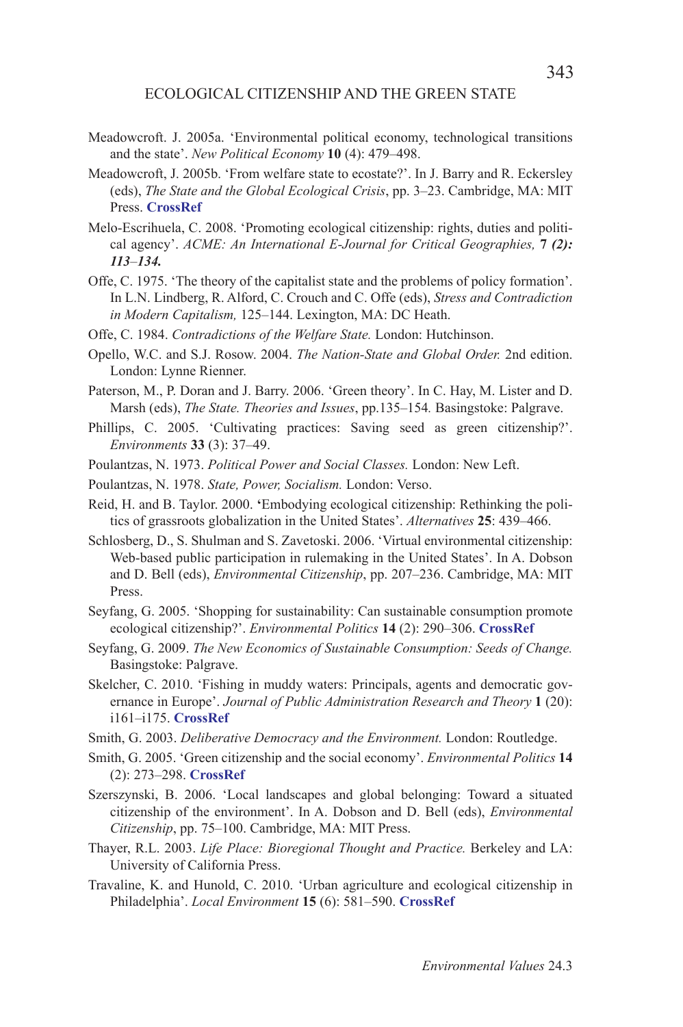Meadowcroft. J. 2005a. 'Environmental political economy, technological transitions and the state'. *New Political Economy* **10** (4): 479–498.

Meadowcroft, J. 2005b. 'From welfare state to ecostate?'. In J. Barry and R. Eckersley (eds), *The State and the Global Ecological Crisis*, pp. 3–23. Cambridge, MA: MIT Press. **CrossRef**

Melo-Escrihuela, C. 2008. 'Promoting ecological citizenship: rights, duties and political agency'. *ACME: An International E-Journal for Critical Geographies,* **7** ***(2): 113–134.***

Offe, C. 1975. 'The theory of the capitalist state and the problems of policy formation'. In L.N. Lindberg, R. Alford, C. Crouch and C. Offe (eds), *Stress and Contradiction in Modern Capitalism,* 125–144. Lexington, MA: DC Heath.

Offe, C. 1984. *Contradictions of the Welfare State.* London: Hutchinson.

Opello, W.C. and S.J. Rosow. 2004. *The Nation-State and Global Order.* 2nd edition. London: Lynne Rienner.

Paterson, M., P. Doran and J. Barry. 2006. 'Green theory'. In C. Hay, M. Lister and D. Marsh (eds), *The State. Theories and Issues*, pp.135–154*.* Basingstoke: Palgrave.

Phillips, C. 2005. 'Cultivating practices: Saving seed as green citizenship?'. *Environments* **33** (3): 37–49.

Poulantzas, N. 1973. *Political Power and Social Classes.* London: New Left.

Poulantzas, N. 1978. *State, Power, Socialism.* London: Verso.

Reid, H. and B. Taylor. 2000. **'**Embodying ecological citizenship: Rethinking the politics of grassroots globalization in the United States'. *Alternatives* **25**: 439–466.

Schlosberg, D., S. Shulman and S. Zavetoski. 2006. 'Virtual environmental citizenship: Web-based public participation in rulemaking in the United States'. In A. Dobson and D. Bell (eds), *Environmental Citizenship*, pp. 207–236. Cambridge, MA: MIT Press.

Seyfang, G. 2005. 'Shopping for sustainability: Can sustainable consumption promote ecological citizenship?'. *Environmental Politics* **14** (2): 290–306. **CrossRef**

Seyfang, G. 2009. *The New Economics of Sustainable Consumption: Seeds of Change.* Basingstoke: Palgrave.

Skelcher, C. 2010. 'Fishing in muddy waters: Principals, agents and democratic governance in Europe'. *Journal of Public Administration Research and Theory* **1** (20): i161–i175. **CrossRef**

Smith, G. 2003. *Deliberative Democracy and the Environment.* London: Routledge.

Smith, G. 2005. 'Green citizenship and the social economy'. *Environmental Politics* **14** (2): 273–298. **CrossRef**

Szerszynski, B. 2006. 'Local landscapes and global belonging: Toward a situated citizenship of the environment'. In A. Dobson and D. Bell (eds), *Environmental Citizenship*, pp. 75–100. Cambridge, MA: MIT Press.

Thayer, R.L. 2003. *Life Place: Bioregional Thought and Practice.* Berkeley and LA: University of California Press.

Travaline, K. and Hunold, C. 2010. 'Urban agriculture and ecological citizenship in Philadelphia'. *Local Environment* **15** (6): 581–590. **CrossRef**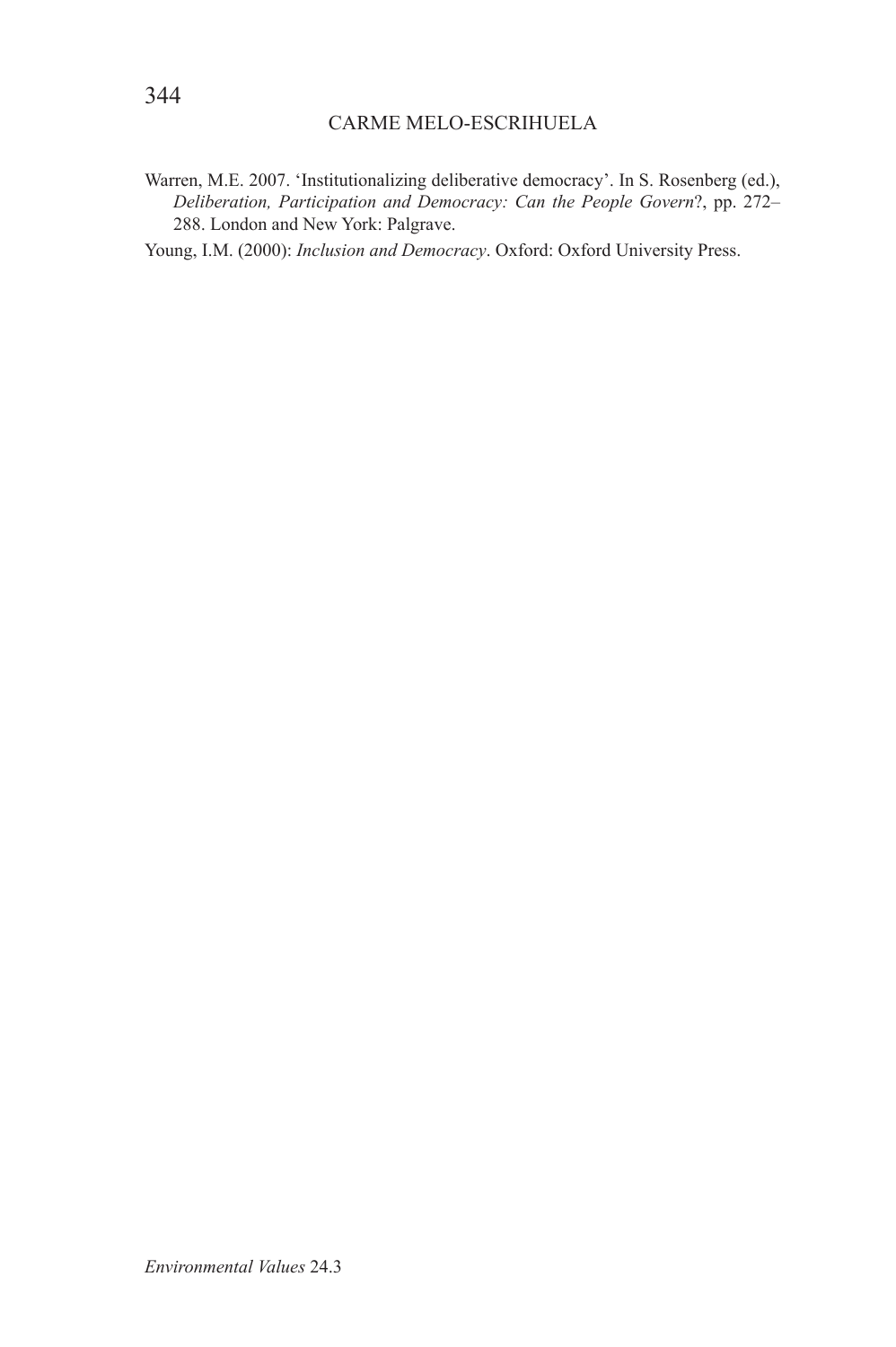Warren, M.E. 2007. 'Institutionalizing deliberative democracy'. In S. Rosenberg (ed.), *Deliberation, Participation and Democracy: Can the People Govern*?, pp. 272–288. London and New York: Palgrave.

Young, I.M. (2000): *Inclusion and Democracy*. Oxford: Oxford University Press.